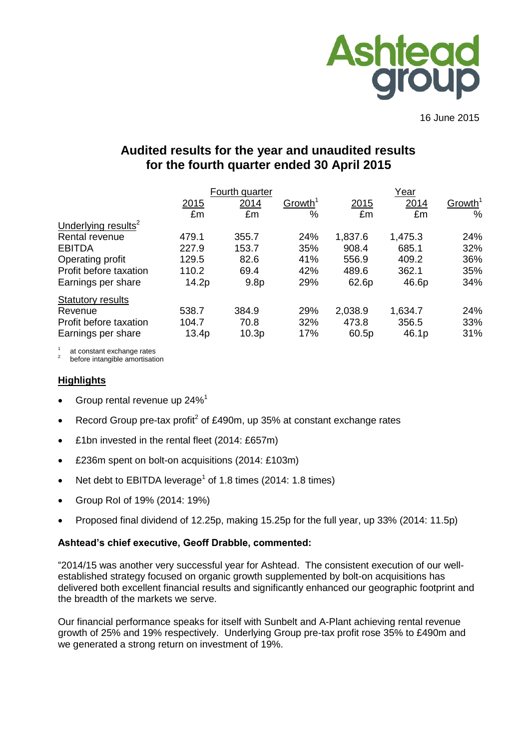Ashtead group

16 June 2015

# Audited results for the year and unaudited results for the fourth quarter ended 30 April 2015

| | Fourth quarter | | | Year | | |
|---|---|---|---|---|---|---|
| | 2015 | 2014 | Growth[1] | 2015 | 2014 | Growth[1] |
| | £m | £m | % | £m | £m | % |
| Underlying results[2] | | | | | | |
| Rental revenue | 479.1 | 355.7 | 24% | 1,837.6 | 1,475.3 | 24% |
| EBITDA | 227.9 | 153.7 | 35% | 908.4 | 685.1 | 32% |
| Operating profit | 129.5 | 82.6 | 41% | 556.9 | 409.2 | 36% |
| Profit before taxation | 110.2 | 69.4 | 42% | 489.6 | 362.1 | 35% |
| Earnings per share | 14.2p | 9.8p | 29% | 62.6p | 46.6p | 34% |
| Statutory results | | | | | | |
| Revenue | 538.7 | 384.9 | 29% | 2,038.9 | 1,634.7 | 24% |
| Profit before taxation | 104.7 | 70.8 | 32% | 473.8 | 356.5 | 33% |
| Earnings per share | 13.4p | 10.3p | 17% | 60.5p | 46.1p | 31% |

[1] at constant exchange rates
[2] before intangible amortisation

## Highlights

- Group rental revenue up 24%[1]
- Record Group pre-tax profit[2] of £490m, up 35% at constant exchange rates
- £1bn invested in the rental fleet (2014: £657m)
- £236m spent on bolt-on acquisitions (2014: £103m)
- Net debt to EBITDA leverage[1] of 1.8 times (2014: 1.8 times)
- Group RoI of 19% (2014: 19%)
- Proposed final dividend of 12.25p, making 15.25p for the full year, up 33% (2014: 11.5p)

**Ashtead's chief executive, Geoff Drabble, commented:**

"2014/15 was another very successful year for Ashtead. The consistent execution of our well-established strategy focused on organic growth supplemented by bolt-on acquisitions has delivered both excellent financial results and significantly enhanced our geographic footprint and the breadth of the markets we serve.

Our financial performance speaks for itself with Sunbelt and A-Plant achieving rental revenue growth of 25% and 19% respectively. Underlying Group pre-tax profit rose 35% to £490m and we generated a strong return on investment of 19%.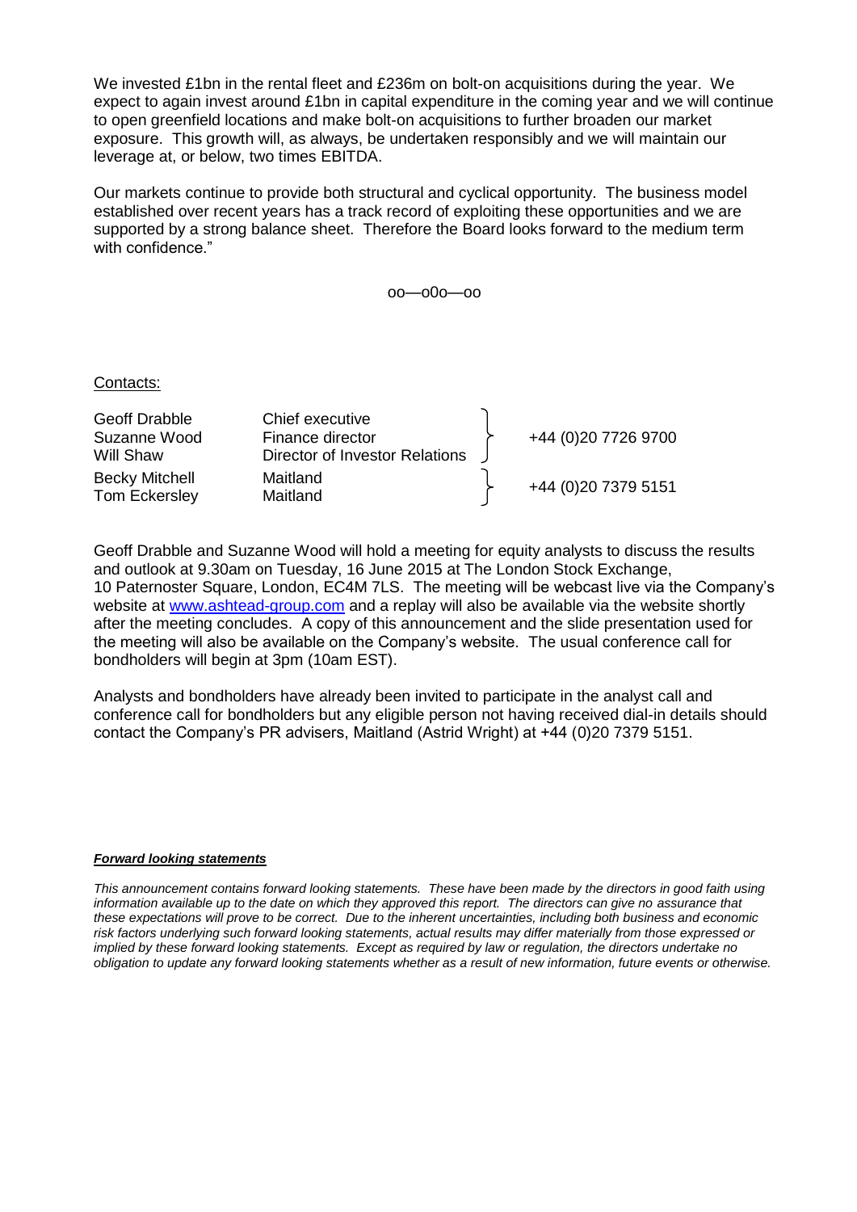We invested £1bn in the rental fleet and £236m on bolt-on acquisitions during the year. We expect to again invest around £1bn in capital expenditure in the coming year and we will continue to open greenfield locations and make bolt-on acquisitions to further broaden our market exposure. This growth will, as always, be undertaken responsibly and we will maintain our leverage at, or below, two times EBITDA.

Our markets continue to provide both structural and cyclical opportunity. The business model established over recent years has a track record of exploiting these opportunities and we are supported by a strong balance sheet. Therefore the Board looks forward to the medium term with confidence."

oo—o0o—oo

Contacts:

| | | |
|---|---|---|
| Geoff Drabble | Chief executive | +44 (0)20 7726 9700 |
| Suzanne Wood | Finance director | |
| Will Shaw | Director of Investor Relations | |
| Becky Mitchell | Maitland | +44 (0)20 7379 5151 |
| Tom Eckersley | Maitland | |

Geoff Drabble and Suzanne Wood will hold a meeting for equity analysts to discuss the results and outlook at 9.30am on Tuesday, 16 June 2015 at The London Stock Exchange, 10 Paternoster Square, London, EC4M 7LS. The meeting will be webcast live via the Company's website at www.ashtead-group.com and a replay will also be available via the website shortly after the meeting concludes. A copy of this announcement and the slide presentation used for the meeting will also be available on the Company's website. The usual conference call for bondholders will begin at 3pm (10am EST).

Analysts and bondholders have already been invited to participate in the analyst call and conference call for bondholders but any eligible person not having received dial-in details should contact the Company's PR advisers, Maitland (Astrid Wright) at +44 (0)20 7379 5151.

***Forward looking statements***

*This announcement contains forward looking statements. These have been made by the directors in good faith using information available up to the date on which they approved this report. The directors can give no assurance that these expectations will prove to be correct. Due to the inherent uncertainties, including both business and economic risk factors underlying such forward looking statements, actual results may differ materially from those expressed or implied by these forward looking statements. Except as required by law or regulation, the directors undertake no obligation to update any forward looking statements whether as a result of new information, future events or otherwise.*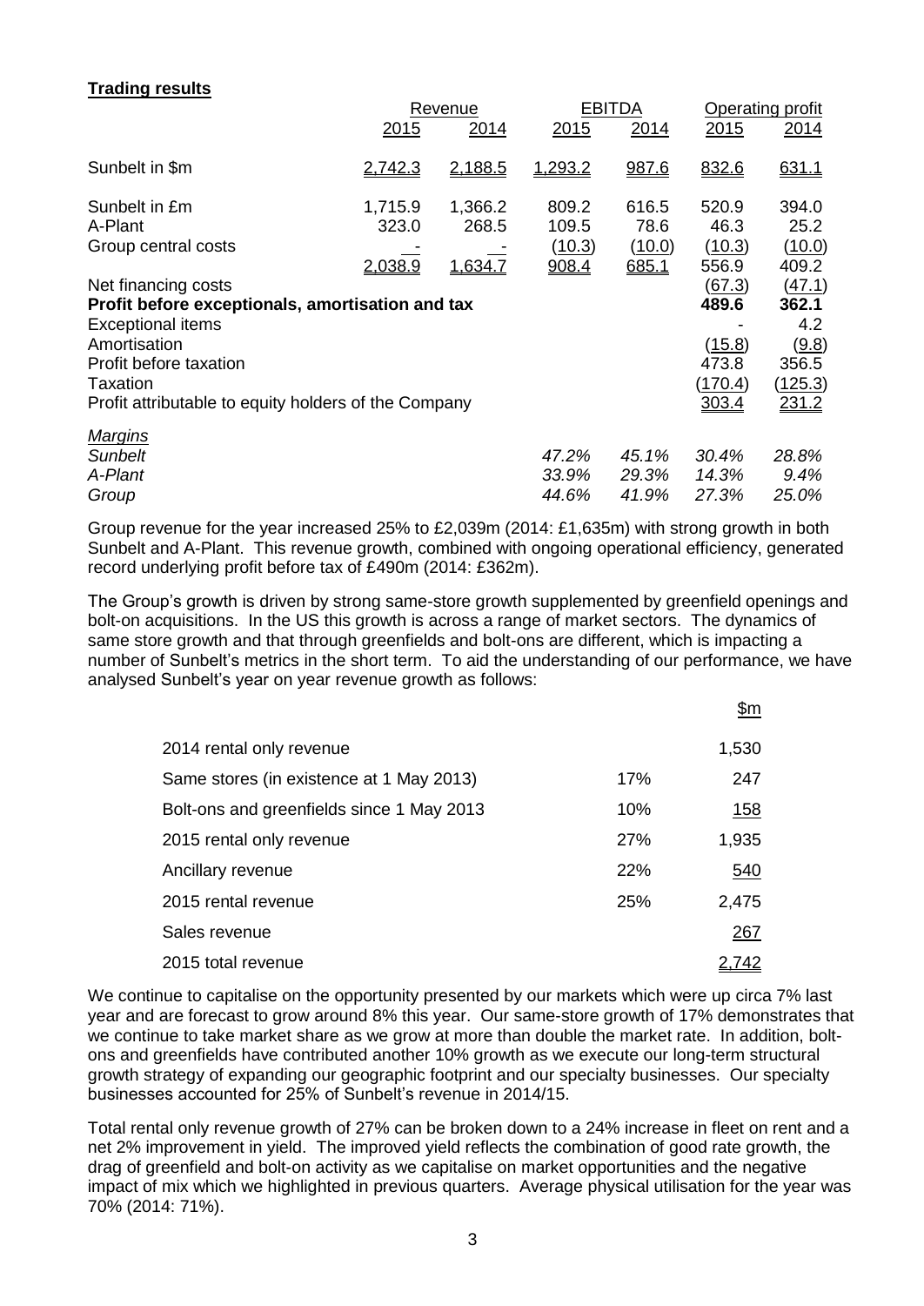**Trading results**

| | Revenue | | EBITDA | | Operating profit | |
|---|---|---|---|---|---|---|
| | 2015 | 2014 | 2015 | 2014 | 2015 | 2014 |
| Sunbelt in $m | 2,742.3 | 2,188.5 | 1,293.2 | 987.6 | 832.6 | 631.1 |
| Sunbelt in £m | 1,715.9 | 1,366.2 | 809.2 | 616.5 | 520.9 | 394.0 |
| A-Plant | 323.0 | 268.5 | 109.5 | 78.6 | 46.3 | 25.2 |
| Group central costs | - | - | (10.3) | (10.0) | (10.3) | (10.0) |
| | 2,038.9 | 1,634.7 | 908.4 | 685.1 | 556.9 | 409.2 |
| Net financing costs | | | | | (67.3) | (47.1) |
| **Profit before exceptionals, amortisation and tax** | | | | | **489.6** | **362.1** |
| Exceptional items | | | | | - | 4.2 |
| Amortisation | | | | | (15.8) | (9.8) |
| Profit before taxation | | | | | 473.8 | 356.5 |
| Taxation | | | | | (170.4) | (125.3) |
| Profit attributable to equity holders of the Company | | | | | 303.4 | 231.2 |
| *Margins* | | | | | | |
| *Sunbelt* | | | *47.2%* | *45.1%* | *30.4%* | *28.8%* |
| *A-Plant* | | | *33.9%* | *29.3%* | *14.3%* | *9.4%* |
| *Group* | | | *44.6%* | *41.9%* | *27.3%* | *25.0%* |

Group revenue for the year increased 25% to £2,039m (2014: £1,635m) with strong growth in both Sunbelt and A-Plant. This revenue growth, combined with ongoing operational efficiency, generated record underlying profit before tax of £490m (2014: £362m).

The Group's growth is driven by strong same-store growth supplemented by greenfield openings and bolt-on acquisitions. In the US this growth is across a range of market sectors. The dynamics of same store growth and that through greenfields and bolt-ons are different, which is impacting a number of Sunbelt's metrics in the short term. To aid the understanding of our performance, we have analysed Sunbelt's year on year revenue growth as follows:

| | | $m |
|---|---|---|
| 2014 rental only revenue | | 1,530 |
| Same stores (in existence at 1 May 2013) | 17% | 247 |
| Bolt-ons and greenfields since 1 May 2013 | 10% | 158 |
| 2015 rental only revenue | 27% | 1,935 |
| Ancillary revenue | 22% | 540 |
| 2015 rental revenue | 25% | 2,475 |
| Sales revenue | | 267 |
| 2015 total revenue | | 2,742 |

We continue to capitalise on the opportunity presented by our markets which were up circa 7% last year and are forecast to grow around 8% this year. Our same-store growth of 17% demonstrates that we continue to take market share as we grow at more than double the market rate. In addition, bolt-ons and greenfields have contributed another 10% growth as we execute our long-term structural growth strategy of expanding our geographic footprint and our specialty businesses. Our specialty businesses accounted for 25% of Sunbelt's revenue in 2014/15.

Total rental only revenue growth of 27% can be broken down to a 24% increase in fleet on rent and a net 2% improvement in yield. The improved yield reflects the combination of good rate growth, the drag of greenfield and bolt-on activity as we capitalise on market opportunities and the negative impact of mix which we highlighted in previous quarters. Average physical utilisation for the year was 70% (2014: 71%).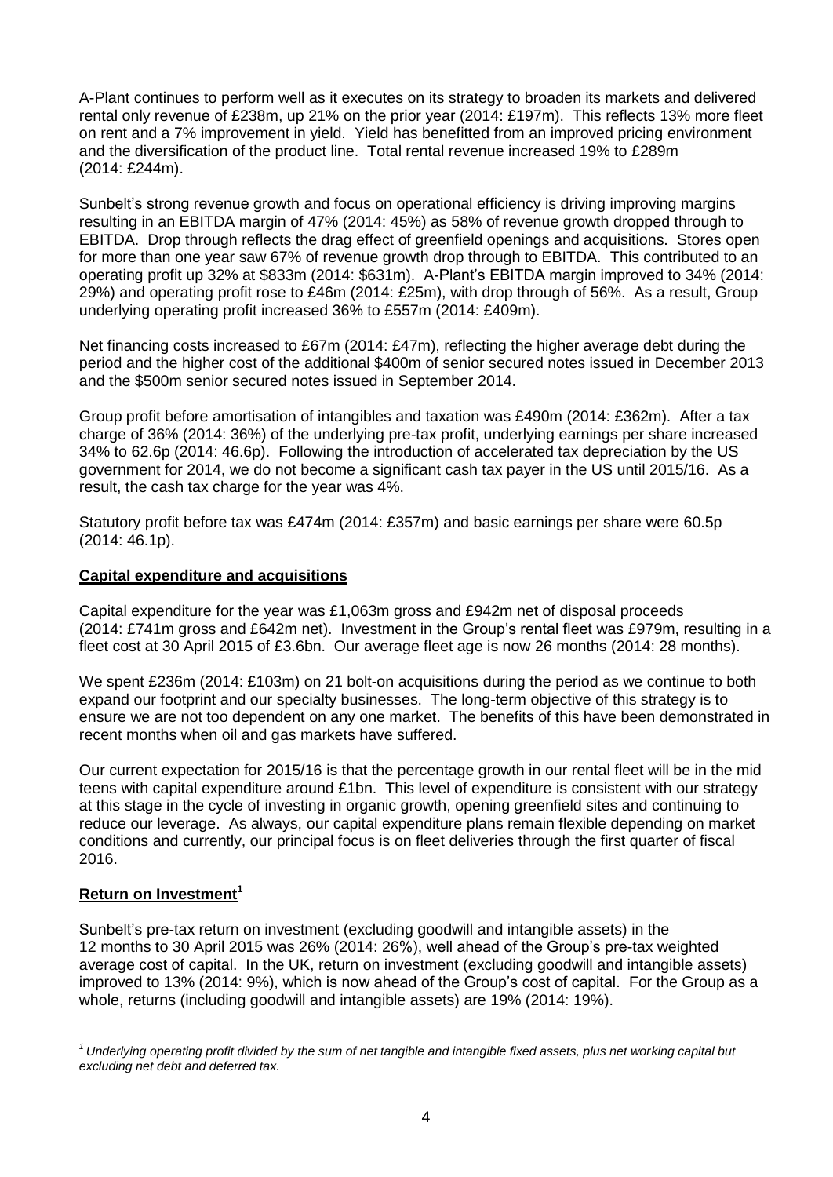A-Plant continues to perform well as it executes on its strategy to broaden its markets and delivered rental only revenue of £238m, up 21% on the prior year (2014: £197m). This reflects 13% more fleet on rent and a 7% improvement in yield. Yield has benefitted from an improved pricing environment and the diversification of the product line. Total rental revenue increased 19% to £289m (2014: £244m).

Sunbelt's strong revenue growth and focus on operational efficiency is driving improving margins resulting in an EBITDA margin of 47% (2014: 45%) as 58% of revenue growth dropped through to EBITDA. Drop through reflects the drag effect of greenfield openings and acquisitions. Stores open for more than one year saw 67% of revenue growth drop through to EBITDA. This contributed to an operating profit up 32% at $833m (2014: $631m). A-Plant's EBITDA margin improved to 34% (2014: 29%) and operating profit rose to £46m (2014: £25m), with drop through of 56%. As a result, Group underlying operating profit increased 36% to £557m (2014: £409m).

Net financing costs increased to £67m (2014: £47m), reflecting the higher average debt during the period and the higher cost of the additional $400m of senior secured notes issued in December 2013 and the $500m senior secured notes issued in September 2014.

Group profit before amortisation of intangibles and taxation was £490m (2014: £362m). After a tax charge of 36% (2014: 36%) of the underlying pre-tax profit, underlying earnings per share increased 34% to 62.6p (2014: 46.6p). Following the introduction of accelerated tax depreciation by the US government for 2014, we do not become a significant cash tax payer in the US until 2015/16. As a result, the cash tax charge for the year was 4%.

Statutory profit before tax was £474m (2014: £357m) and basic earnings per share were 60.5p (2014: 46.1p).

## Capital expenditure and acquisitions

Capital expenditure for the year was £1,063m gross and £942m net of disposal proceeds (2014: £741m gross and £642m net). Investment in the Group's rental fleet was £979m, resulting in a fleet cost at 30 April 2015 of £3.6bn. Our average fleet age is now 26 months (2014: 28 months).

We spent £236m (2014: £103m) on 21 bolt-on acquisitions during the period as we continue to both expand our footprint and our specialty businesses. The long-term objective of this strategy is to ensure we are not too dependent on any one market. The benefits of this have been demonstrated in recent months when oil and gas markets have suffered.

Our current expectation for 2015/16 is that the percentage growth in our rental fleet will be in the mid teens with capital expenditure around £1bn. This level of expenditure is consistent with our strategy at this stage in the cycle of investing in organic growth, opening greenfield sites and continuing to reduce our leverage. As always, our capital expenditure plans remain flexible depending on market conditions and currently, our principal focus is on fleet deliveries through the first quarter of fiscal 2016.

## Return on Investment[1]

Sunbelt's pre-tax return on investment (excluding goodwill and intangible assets) in the 12 months to 30 April 2015 was 26% (2014: 26%), well ahead of the Group's pre-tax weighted average cost of capital. In the UK, return on investment (excluding goodwill and intangible assets) improved to 13% (2014: 9%), which is now ahead of the Group's cost of capital. For the Group as a whole, returns (including goodwill and intangible assets) are 19% (2014: 19%).

*[1] Underlying operating profit divided by the sum of net tangible and intangible fixed assets, plus net working capital but excluding net debt and deferred tax.*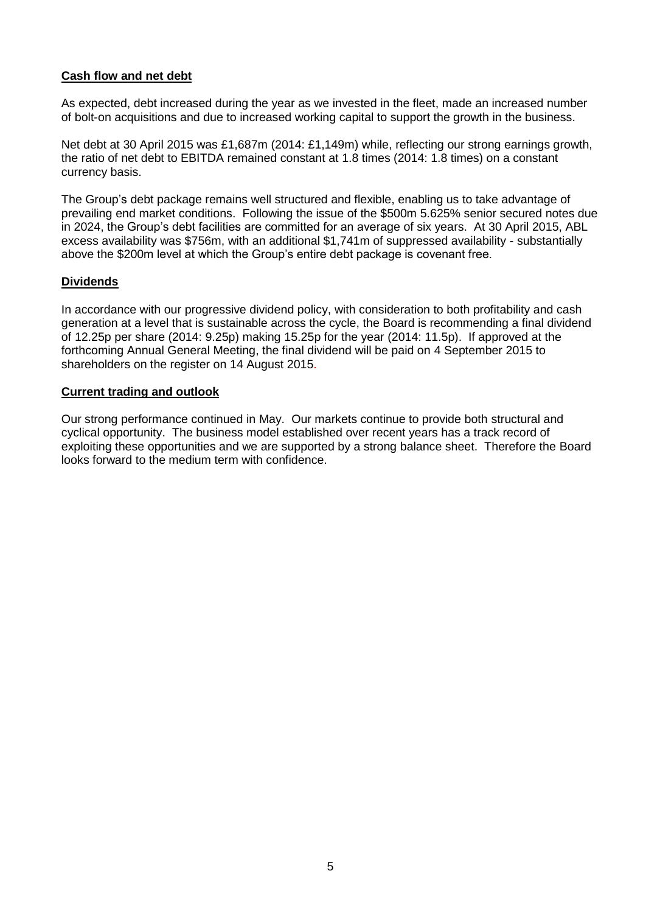**Cash flow and net debt**

As expected, debt increased during the year as we invested in the fleet, made an increased number of bolt-on acquisitions and due to increased working capital to support the growth in the business.

Net debt at 30 April 2015 was £1,687m (2014: £1,149m) while, reflecting our strong earnings growth, the ratio of net debt to EBITDA remained constant at 1.8 times (2014: 1.8 times) on a constant currency basis.

The Group's debt package remains well structured and flexible, enabling us to take advantage of prevailing end market conditions. Following the issue of the $500m 5.625% senior secured notes due in 2024, the Group's debt facilities are committed for an average of six years. At 30 April 2015, ABL excess availability was $756m, with an additional $1,741m of suppressed availability - substantially above the $200m level at which the Group's entire debt package is covenant free.

**Dividends**

In accordance with our progressive dividend policy, with consideration to both profitability and cash generation at a level that is sustainable across the cycle, the Board is recommending a final dividend of 12.25p per share (2014: 9.25p) making 15.25p for the year (2014: 11.5p). If approved at the forthcoming Annual General Meeting, the final dividend will be paid on 4 September 2015 to shareholders on the register on 14 August 2015.

**Current trading and outlook**

Our strong performance continued in May. Our markets continue to provide both structural and cyclical opportunity. The business model established over recent years has a track record of exploiting these opportunities and we are supported by a strong balance sheet. Therefore the Board looks forward to the medium term with confidence.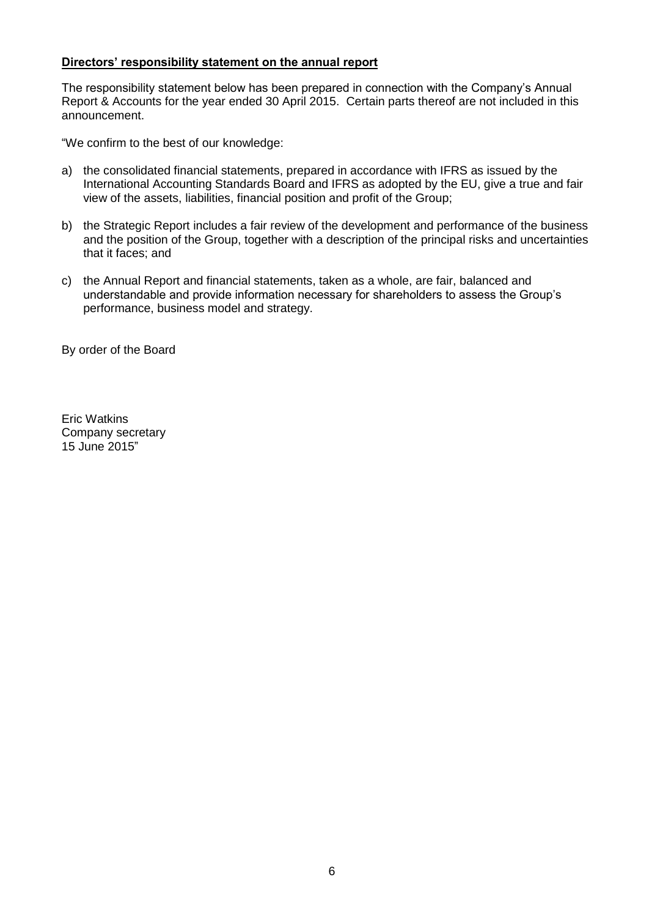**Directors' responsibility statement on the annual report**

The responsibility statement below has been prepared in connection with the Company's Annual Report & Accounts for the year ended 30 April 2015. Certain parts thereof are not included in this announcement.

"We confirm to the best of our knowledge:

a) the consolidated financial statements, prepared in accordance with IFRS as issued by the International Accounting Standards Board and IFRS as adopted by the EU, give a true and fair view of the assets, liabilities, financial position and profit of the Group;

b) the Strategic Report includes a fair review of the development and performance of the business and the position of the Group, together with a description of the principal risks and uncertainties that it faces; and

c) the Annual Report and financial statements, taken as a whole, are fair, balanced and understandable and provide information necessary for shareholders to assess the Group's performance, business model and strategy.

By order of the Board

Eric Watkins
Company secretary
15 June 2015"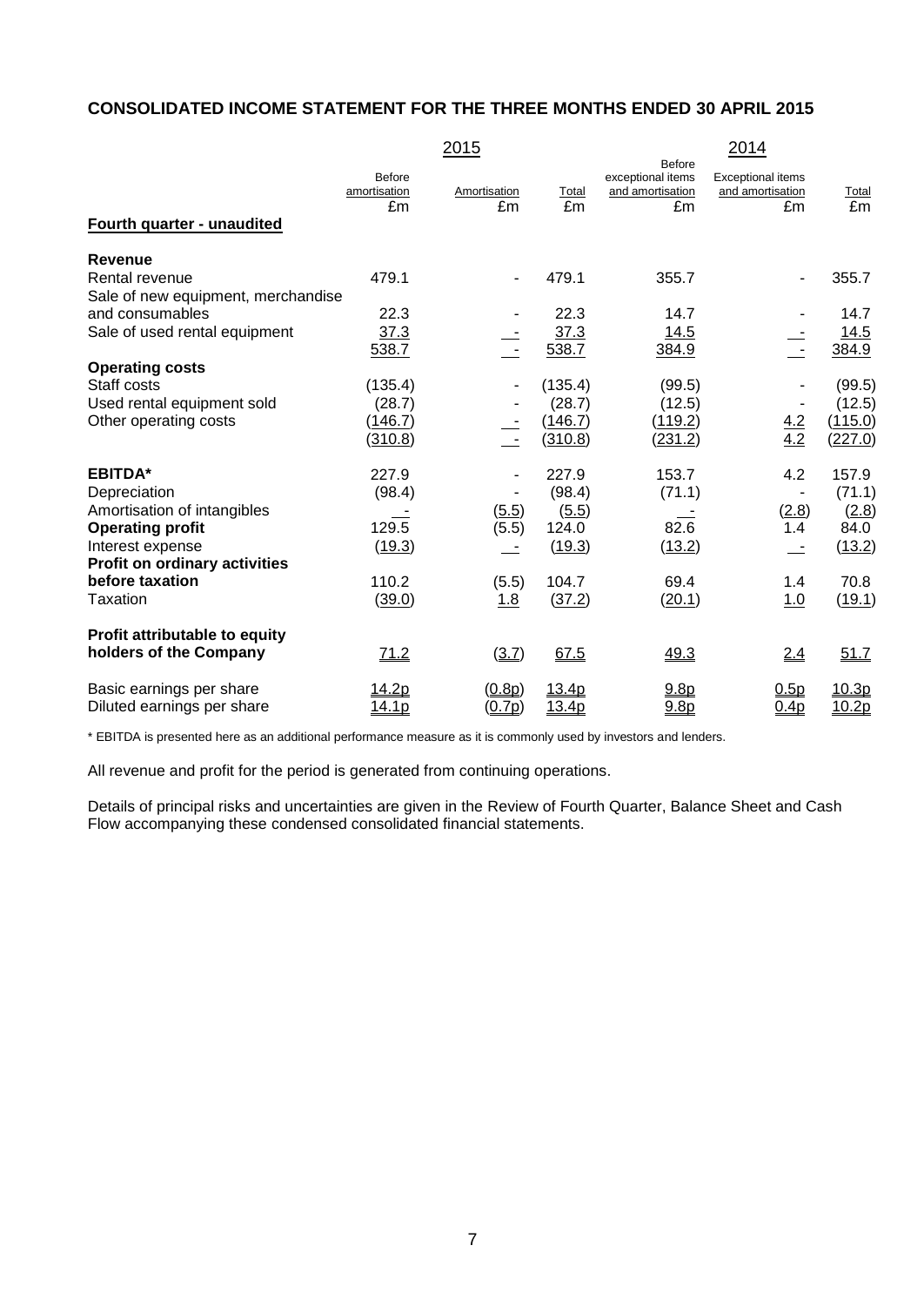## CONSOLIDATED INCOME STATEMENT FOR THE THREE MONTHS ENDED 30 APRIL 2015

| | 2015 | | | 2014 | | |
|---|---|---|---|---|---|---|
| | Before amortisation £m | Amortisation £m | Total £m | Before exceptional items and amortisation £m | Exceptional items and amortisation £m | Total £m |
| **Fourth quarter - unaudited** | | | | | | |
| **Revenue** | | | | | | |
| Rental revenue | 479.1 | - | 479.1 | 355.7 | - | 355.7 |
| Sale of new equipment, merchandise and consumables | 22.3 | - | 22.3 | 14.7 | - | 14.7 |
| Sale of used rental equipment | 37.3 | - | 37.3 | 14.5 | - | 14.5 |
| | 538.7 | - | 538.7 | 384.9 | - | 384.9 |
| **Operating costs** | | | | | | |
| Staff costs | (135.4) | - | (135.4) | (99.5) | - | (99.5) |
| Used rental equipment sold | (28.7) | - | (28.7) | (12.5) | - | (12.5) |
| Other operating costs | (146.7) | - | (146.7) | (119.2) | 4.2 | (115.0) |
| | (310.8) | - | (310.8) | (231.2) | 4.2 | (227.0) |
| **EBITDA*** | 227.9 | - | 227.9 | 153.7 | 4.2 | 157.9 |
| Depreciation | (98.4) | - | (98.4) | (71.1) | - | (71.1) |
| Amortisation of intangibles | - | (5.5) | (5.5) | - | (2.8) | (2.8) |
| **Operating profit** | 129.5 | (5.5) | 124.0 | 82.6 | 1.4 | 84.0 |
| Interest expense | (19.3) | - | (19.3) | (13.2) | - | (13.2) |
| **Profit on ordinary activities before taxation** | 110.2 | (5.5) | 104.7 | 69.4 | 1.4 | 70.8 |
| Taxation | (39.0) | 1.8 | (37.2) | (20.1) | 1.0 | (19.1) |
| **Profit attributable to equity holders of the Company** | 71.2 | (3.7) | 67.5 | 49.3 | 2.4 | 51.7 |
| Basic earnings per share | 14.2p | (0.8p) | 13.4p | 9.8p | 0.5p | 10.3p |
| Diluted earnings per share | 14.1p | (0.7p) | 13.4p | 9.8p | 0.4p | 10.2p |

* EBITDA is presented here as an additional performance measure as it is commonly used by investors and lenders.

All revenue and profit for the period is generated from continuing operations.

Details of principal risks and uncertainties are given in the Review of Fourth Quarter, Balance Sheet and Cash Flow accompanying these condensed consolidated financial statements.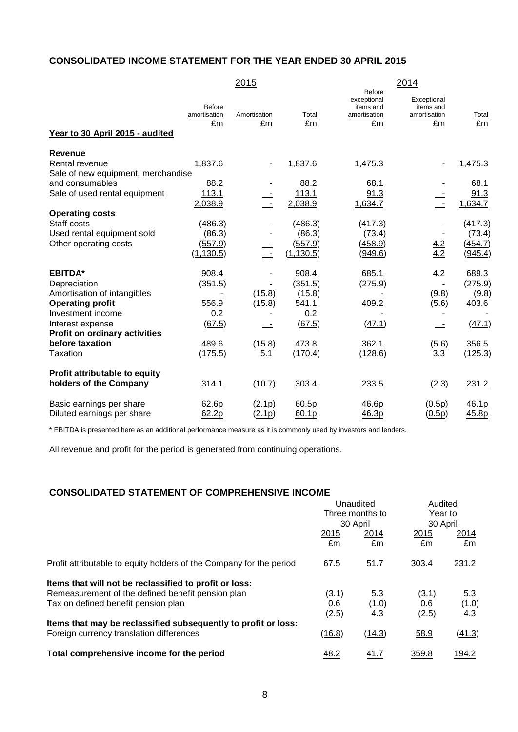## CONSOLIDATED INCOME STATEMENT FOR THE YEAR ENDED 30 APRIL 2015

| | 2015 | | | 2014 | | |
|---|---|---|---|---|---|---|
| | Before amortisation | Amortisation | Total | Before exceptional items and amortisation | Exceptional items and amortisation | Total |
| | £m | £m | £m | £m | £m | £m |
| **Year to 30 April 2015 - audited** | | | | | | |
| **Revenue** | | | | | | |
| Rental revenue | 1,837.6 | - | 1,837.6 | 1,475.3 | - | 1,475.3 |
| Sale of new equipment, merchandise and consumables | 88.2 | - | 88.2 | 68.1 | - | 68.1 |
| Sale of used rental equipment | 113.1 | - | 113.1 | 91.3 | - | 91.3 |
| | 2,038.9 | - | 2,038.9 | 1,634.7 | - | 1,634.7 |
| **Operating costs** | | | | | | |
| Staff costs | (486.3) | - | (486.3) | (417.3) | - | (417.3) |
| Used rental equipment sold | (86.3) | - | (86.3) | (73.4) | - | (73.4) |
| Other operating costs | (557.9) | - | (557.9) | (458.9) | 4.2 | (454.7) |
| | (1,130.5) | - | (1,130.5) | (949.6) | 4.2 | (945.4) |
| **EBITDA*** | 908.4 | - | 908.4 | 685.1 | 4.2 | 689.3 |
| Depreciation | (351.5) | - | (351.5) | (275.9) | - | (275.9) |
| Amortisation of intangibles | - | (15.8) | (15.8) | - | (9.8) | (9.8) |
| **Operating profit** | 556.9 | (15.8) | 541.1 | 409.2 | (5.6) | 403.6 |
| Investment income | 0.2 | - | 0.2 | - | - | - |
| Interest expense | (67.5) | - | (67.5) | (47.1) | - | (47.1) |
| **Profit on ordinary activities before taxation** | 489.6 | (15.8) | 473.8 | 362.1 | (5.6) | 356.5 |
| Taxation | (175.5) | 5.1 | (170.4) | (128.6) | 3.3 | (125.3) |
| **Profit attributable to equity holders of the Company** | 314.1 | (10.7) | 303.4 | 233.5 | (2.3) | 231.2 |
| Basic earnings per share | 62.6p | (2.1p) | 60.5p | 46.6p | (0.5p) | 46.1p |
| Diluted earnings per share | 62.2p | (2.1p) | 60.1p | 46.3p | (0.5p) | 45.8p |

* EBITDA is presented here as an additional performance measure as it is commonly used by investors and lenders.

All revenue and profit for the period is generated from continuing operations.

## CONSOLIDATED STATEMENT OF COMPREHENSIVE INCOME

| | Unaudited Three months to 30 April | | Audited Year to 30 April | |
|---|---|---|---|---|
| | 2015 | 2014 | 2015 | 2014 |
| | £m | £m | £m | £m |
| Profit attributable to equity holders of the Company for the period | 67.5 | 51.7 | 303.4 | 231.2 |
| **Items that will not be reclassified to profit or loss:** | | | | |
| Remeasurement of the defined benefit pension plan | (3.1) | 5.3 | (3.1) | 5.3 |
| Tax on defined benefit pension plan | 0.6 | (1.0) | 0.6 | (1.0) |
| | (2.5) | 4.3 | (2.5) | 4.3 |
| **Items that may be reclassified subsequently to profit or loss:** | | | | |
| Foreign currency translation differences | (16.8) | (14.3) | 58.9 | (41.3) |
| **Total comprehensive income for the period** | 48.2 | 41.7 | 359.8 | 194.2 |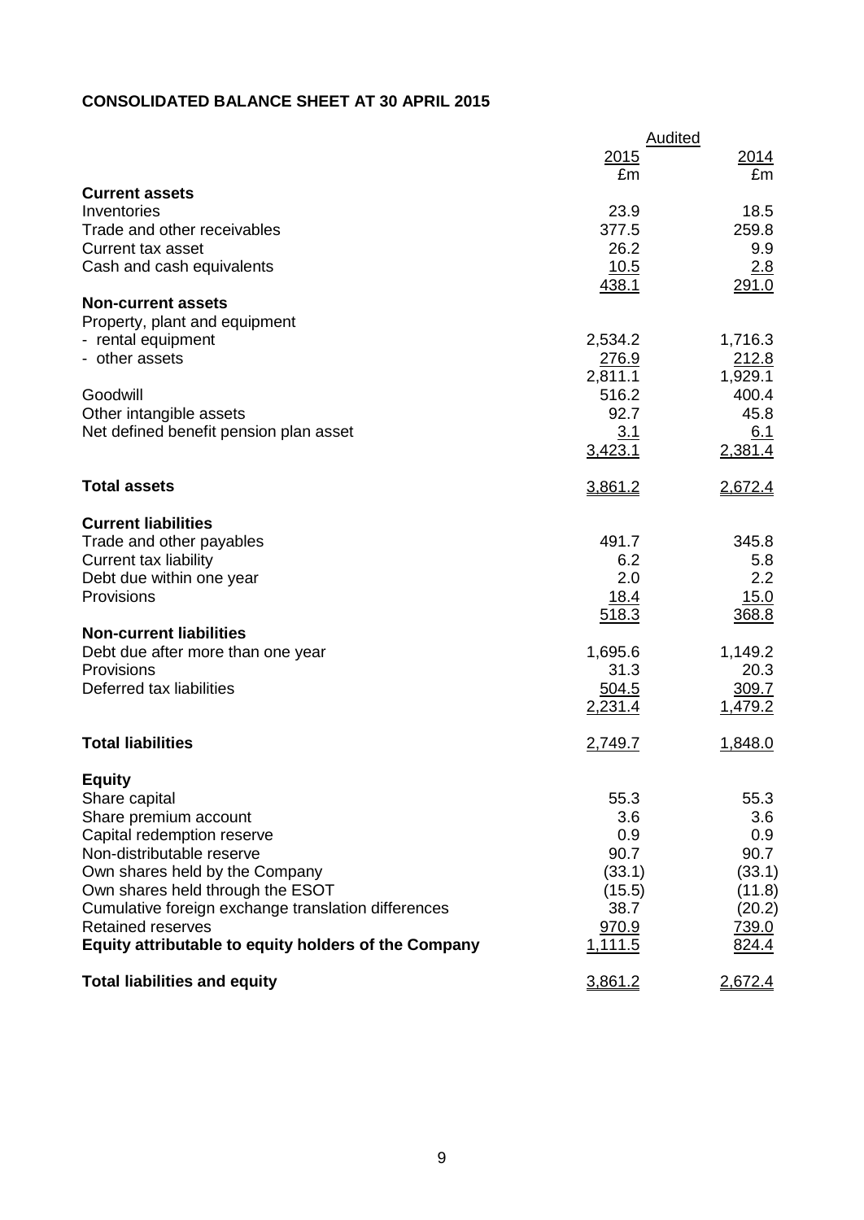## CONSOLIDATED BALANCE SHEET AT 30 APRIL 2015

| | Audited | |
|---|---|---|
| | 2015 | 2014 |
| | £m | £m |
| **Current assets** | | |
| Inventories | 23.9 | 18.5 |
| Trade and other receivables | 377.5 | 259.8 |
| Current tax asset | 26.2 | 9.9 |
| Cash and cash equivalents | 10.5 | 2.8 |
| | 438.1 | 291.0 |
| **Non-current assets** | | |
| Property, plant and equipment | | |
| - rental equipment | 2,534.2 | 1,716.3 |
| - other assets | 276.9 | 212.8 |
| | 2,811.1 | 1,929.1 |
| Goodwill | 516.2 | 400.4 |
| Other intangible assets | 92.7 | 45.8 |
| Net defined benefit pension plan asset | 3.1 | 6.1 |
| | 3,423.1 | 2,381.4 |
| **Total assets** | 3,861.2 | 2,672.4 |
| **Current liabilities** | | |
| Trade and other payables | 491.7 | 345.8 |
| Current tax liability | 6.2 | 5.8 |
| Debt due within one year | 2.0 | 2.2 |
| Provisions | 18.4 | 15.0 |
| | 518.3 | 368.8 |
| **Non-current liabilities** | | |
| Debt due after more than one year | 1,695.6 | 1,149.2 |
| Provisions | 31.3 | 20.3 |
| Deferred tax liabilities | 504.5 | 309.7 |
| | 2,231.4 | 1,479.2 |
| **Total liabilities** | 2,749.7 | 1,848.0 |
| **Equity** | | |
| Share capital | 55.3 | 55.3 |
| Share premium account | 3.6 | 3.6 |
| Capital redemption reserve | 0.9 | 0.9 |
| Non-distributable reserve | 90.7 | 90.7 |
| Own shares held by the Company | (33.1) | (33.1) |
| Own shares held through the ESOT | (15.5) | (11.8) |
| Cumulative foreign exchange translation differences | 38.7 | (20.2) |
| Retained reserves | 970.9 | 739.0 |
| **Equity attributable to equity holders of the Company** | 1,111.5 | 824.4 |
| **Total liabilities and equity** | 3,861.2 | 2,672.4 |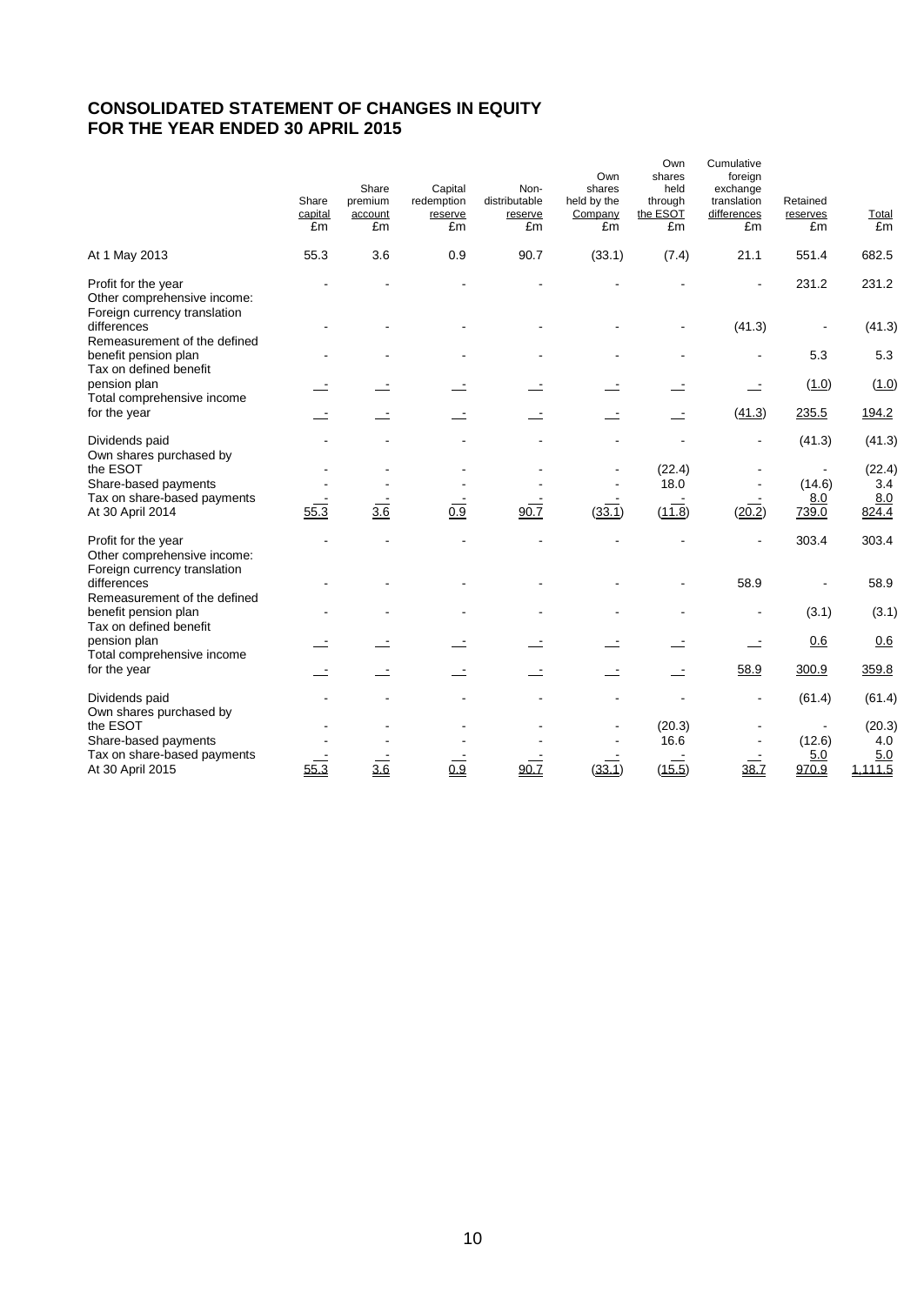# CONSOLIDATED STATEMENT OF CHANGES IN EQUITY
# FOR THE YEAR ENDED 30 APRIL 2015

| | Share capital £m | Share premium account £m | Capital redemption reserve £m | Non-distributable reserve £m | Own shares held by the Company £m | Own shares held through the ESOT £m | Cumulative foreign exchange translation differences £m | Retained reserves £m | Total £m |
|---|---|---|---|---|---|---|---|---|---|
| At 1 May 2013 | 55.3 | 3.6 | 0.9 | 90.7 | (33.1) | (7.4) | 21.1 | 551.4 | 682.5 |
| Profit for the year | - | - | - | - | - | - | - | 231.2 | 231.2 |
| Other comprehensive income: | | | | | | | | | |
| Foreign currency translation differences | - | - | - | - | - | - | (41.3) | - | (41.3) |
| Remeasurement of the defined benefit pension plan | - | - | - | - | - | - | - | 5.3 | 5.3 |
| Tax on defined benefit pension plan | - | - | - | - | - | - | - | (1.0) | (1.0) |
| Total comprehensive income for the year | - | - | - | - | - | - | (41.3) | 235.5 | 194.2 |
| Dividends paid | - | - | - | - | - | - | - | (41.3) | (41.3) |
| Own shares purchased by the ESOT | - | - | - | - | - | (22.4) | - | - | (22.4) |
| Share-based payments | - | - | - | - | - | 18.0 | - | (14.6) | 3.4 |
| Tax on share-based payments | - | - | - | - | - | - | - | 8.0 | 8.0 |
| At 30 April 2014 | 55.3 | 3.6 | 0.9 | 90.7 | (33.1) | (11.8) | (20.2) | 739.0 | 824.4 |
| Profit for the year | - | - | - | - | - | - | - | 303.4 | 303.4 |
| Other comprehensive income: | | | | | | | | | |
| Foreign currency translation differences | - | - | - | - | - | - | 58.9 | - | 58.9 |
| Remeasurement of the defined benefit pension plan | - | - | - | - | - | - | - | (3.1) | (3.1) |
| Tax on defined benefit pension plan | - | - | - | - | - | - | - | 0.6 | 0.6 |
| Total comprehensive income for the year | - | - | - | - | - | - | 58.9 | 300.9 | 359.8 |
| Dividends paid | - | - | - | - | - | - | - | (61.4) | (61.4) |
| Own shares purchased by the ESOT | - | - | - | - | - | (20.3) | - | - | (20.3) |
| Share-based payments | - | - | - | - | - | 16.6 | - | (12.6) | 4.0 |
| Tax on share-based payments | - | - | - | - | - | - | - | 5.0 | 5.0 |
| At 30 April 2015 | 55.3 | 3.6 | 0.9 | 90.7 | (33.1) | (15.5) | 38.7 | 970.9 | 1,111.5 |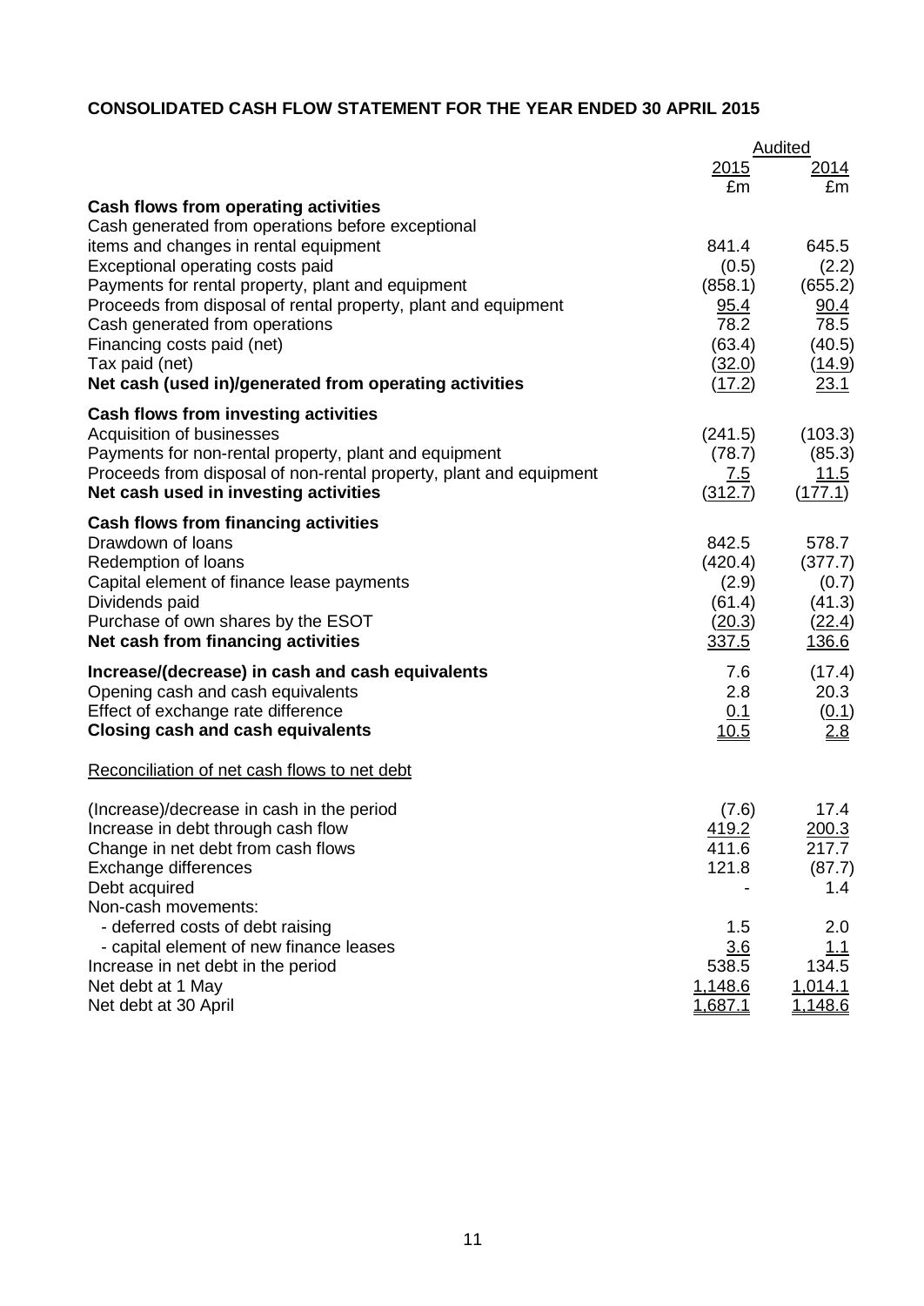**CONSOLIDATED CASH FLOW STATEMENT FOR THE YEAR ENDED 30 APRIL 2015**

| | Audited | |
|---|---|---|
| | 2015 | 2014 |
| | £m | £m |
| **Cash flows from operating activities** | | |
| Cash generated from operations before exceptional items and changes in rental equipment | 841.4 | 645.5 |
| Exceptional operating costs paid | (0.5) | (2.2) |
| Payments for rental property, plant and equipment | (858.1) | (655.2) |
| Proceeds from disposal of rental property, plant and equipment | 95.4 | 90.4 |
| Cash generated from operations | 78.2 | 78.5 |
| Financing costs paid (net) | (63.4) | (40.5) |
| Tax paid (net) | (32.0) | (14.9) |
| **Net cash (used in)/generated from operating activities** | (17.2) | 23.1 |
| **Cash flows from investing activities** | | |
| Acquisition of businesses | (241.5) | (103.3) |
| Payments for non-rental property, plant and equipment | (78.7) | (85.3) |
| Proceeds from disposal of non-rental property, plant and equipment | 7.5 | 11.5 |
| **Net cash used in investing activities** | (312.7) | (177.1) |
| **Cash flows from financing activities** | | |
| Drawdown of loans | 842.5 | 578.7 |
| Redemption of loans | (420.4) | (377.7) |
| Capital element of finance lease payments | (2.9) | (0.7) |
| Dividends paid | (61.4) | (41.3) |
| Purchase of own shares by the ESOT | (20.3) | (22.4) |
| **Net cash from financing activities** | 337.5 | 136.6 |
| **Increase/(decrease) in cash and cash equivalents** | 7.6 | (17.4) |
| Opening cash and cash equivalents | 2.8 | 20.3 |
| Effect of exchange rate difference | 0.1 | (0.1) |
| **Closing cash and cash equivalents** | 10.5 | 2.8 |

Reconciliation of net cash flows to net debt

| | 2015 | 2014 |
|---|---|---|
| (Increase)/decrease in cash in the period | (7.6) | 17.4 |
| Increase in debt through cash flow | 419.2 | 200.3 |
| Change in net debt from cash flows | 411.6 | 217.7 |
| Exchange differences | 121.8 | (87.7) |
| Debt acquired | - | 1.4 |
| Non-cash movements: | | |
| - deferred costs of debt raising | 1.5 | 2.0 |
| - capital element of new finance leases | 3.6 | 1.1 |
| Increase in net debt in the period | 538.5 | 134.5 |
| Net debt at 1 May | 1,148.6 | 1,014.1 |
| Net debt at 30 April | 1,687.1 | 1,148.6 |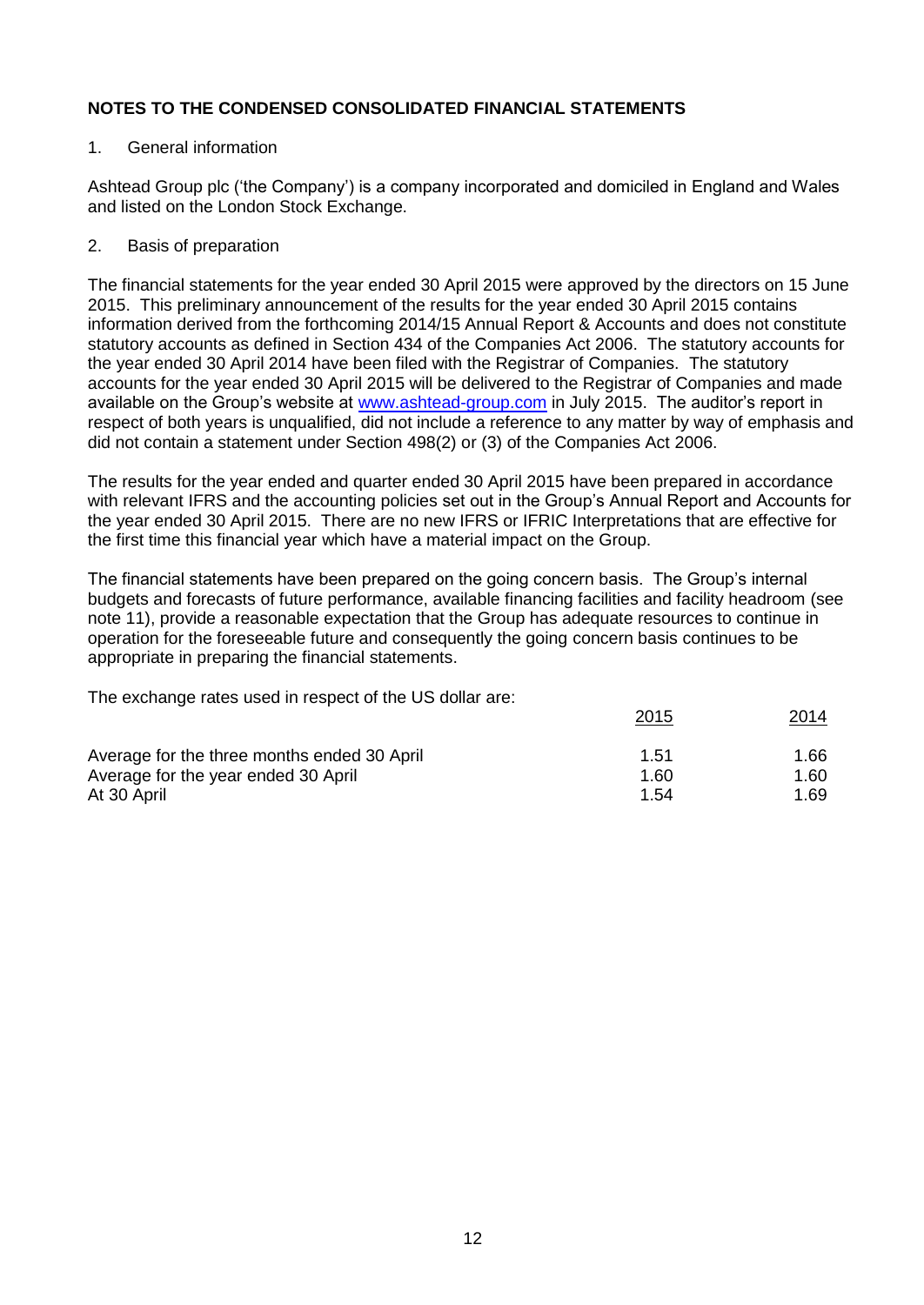## NOTES TO THE CONDENSED CONSOLIDATED FINANCIAL STATEMENTS

1. General information

Ashtead Group plc ('the Company') is a company incorporated and domiciled in England and Wales and listed on the London Stock Exchange.

2. Basis of preparation

The financial statements for the year ended 30 April 2015 were approved by the directors on 15 June 2015. This preliminary announcement of the results for the year ended 30 April 2015 contains information derived from the forthcoming 2014/15 Annual Report & Accounts and does not constitute statutory accounts as defined in Section 434 of the Companies Act 2006. The statutory accounts for the year ended 30 April 2014 have been filed with the Registrar of Companies. The statutory accounts for the year ended 30 April 2015 will be delivered to the Registrar of Companies and made available on the Group's website at www.ashtead-group.com in July 2015. The auditor's report in respect of both years is unqualified, did not include a reference to any matter by way of emphasis and did not contain a statement under Section 498(2) or (3) of the Companies Act 2006.

The results for the year ended and quarter ended 30 April 2015 have been prepared in accordance with relevant IFRS and the accounting policies set out in the Group's Annual Report and Accounts for the year ended 30 April 2015. There are no new IFRS or IFRIC Interpretations that are effective for the first time this financial year which have a material impact on the Group.

The financial statements have been prepared on the going concern basis. The Group's internal budgets and forecasts of future performance, available financing facilities and facility headroom (see note 11), provide a reasonable expectation that the Group has adequate resources to continue in operation for the foreseeable future and consequently the going concern basis continues to be appropriate in preparing the financial statements.

The exchange rates used in respect of the US dollar are:

| | 2015 | 2014 |
|---|---|---|
| Average for the three months ended 30 April | 1.51 | 1.66 |
| Average for the year ended 30 April | 1.60 | 1.60 |
| At 30 April | 1.54 | 1.69 |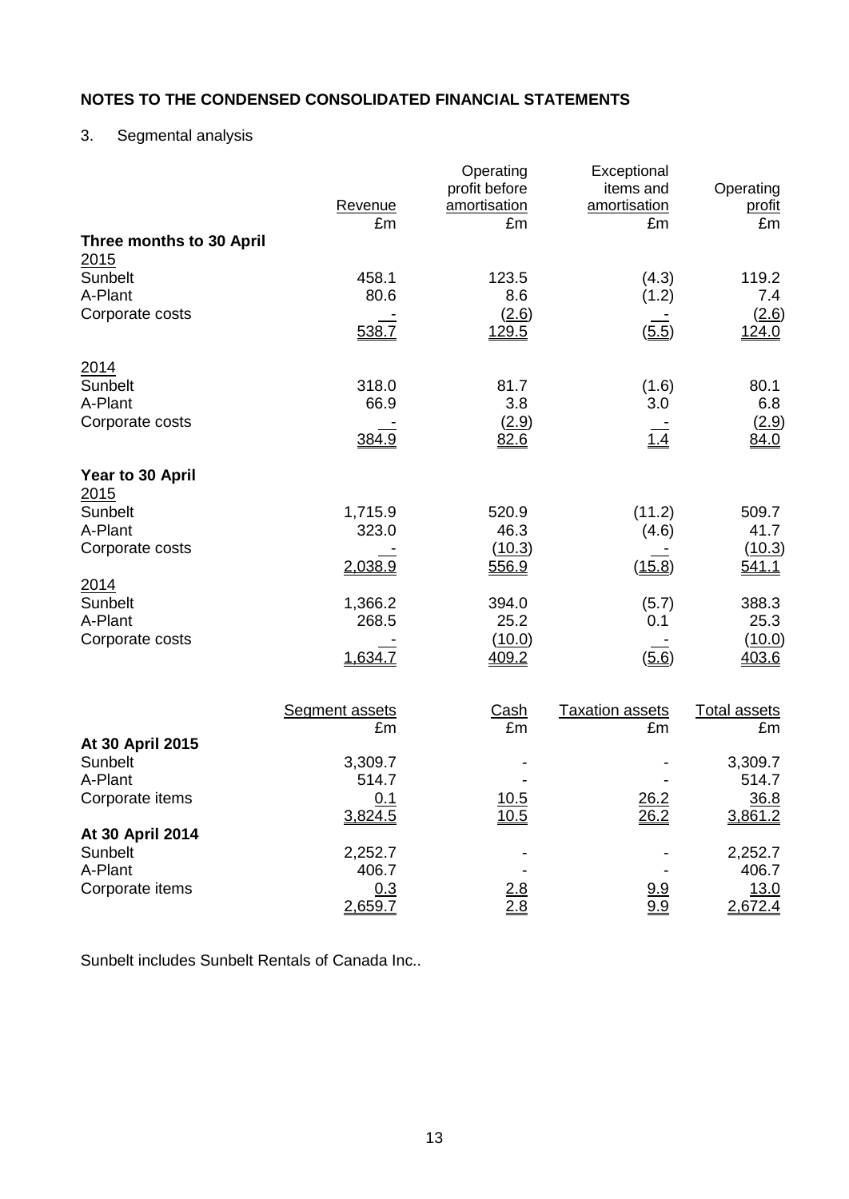## NOTES TO THE CONDENSED CONSOLIDATED FINANCIAL STATEMENTS

3. Segmental analysis

| | Revenue | Operating profit before amortisation | Exceptional items and amortisation | Operating profit |
|---|---|---|---|---|
| | £m | £m | £m | £m |
| **Three months to 30 April** | | | | |
| 2015 | | | | |
| Sunbelt | 458.1 | 123.5 | (4.3) | 119.2 |
| A-Plant | 80.6 | 8.6 | (1.2) | 7.4 |
| Corporate costs | - | (2.6) | - | (2.6) |
| | 538.7 | 129.5 | (5.5) | 124.0 |
| 2014 | | | | |
| Sunbelt | 318.0 | 81.7 | (1.6) | 80.1 |
| A-Plant | 66.9 | 3.8 | 3.0 | 6.8 |
| Corporate costs | - | (2.9) | - | (2.9) |
| | 384.9 | 82.6 | 1.4 | 84.0 |
| **Year to 30 April** | | | | |
| 2015 | | | | |
| Sunbelt | 1,715.9 | 520.9 | (11.2) | 509.7 |
| A-Plant | 323.0 | 46.3 | (4.6) | 41.7 |
| Corporate costs | - | (10.3) | - | (10.3) |
| | 2,038.9 | 556.9 | (15.8) | 541.1 |
| 2014 | | | | |
| Sunbelt | 1,366.2 | 394.0 | (5.7) | 388.3 |
| A-Plant | 268.5 | 25.2 | 0.1 | 25.3 |
| Corporate costs | - | (10.0) | - | (10.0) |
| | 1,634.7 | 409.2 | (5.6) | 403.6 |

| | Segment assets | Cash | Taxation assets | Total assets |
|---|---|---|---|---|
| | £m | £m | £m | £m |
| **At 30 April 2015** | | | | |
| Sunbelt | 3,309.7 | - | - | 3,309.7 |
| A-Plant | 514.7 | - | - | 514.7 |
| Corporate items | 0.1 | 10.5 | 26.2 | 36.8 |
| | 3,824.5 | 10.5 | 26.2 | 3,861.2 |
| **At 30 April 2014** | | | | |
| Sunbelt | 2,252.7 | - | - | 2,252.7 |
| A-Plant | 406.7 | - | - | 406.7 |
| Corporate items | 0.3 | 2.8 | 9.9 | 13.0 |
| | 2,659.7 | 2.8 | 9.9 | 2,672.4 |

Sunbelt includes Sunbelt Rentals of Canada Inc..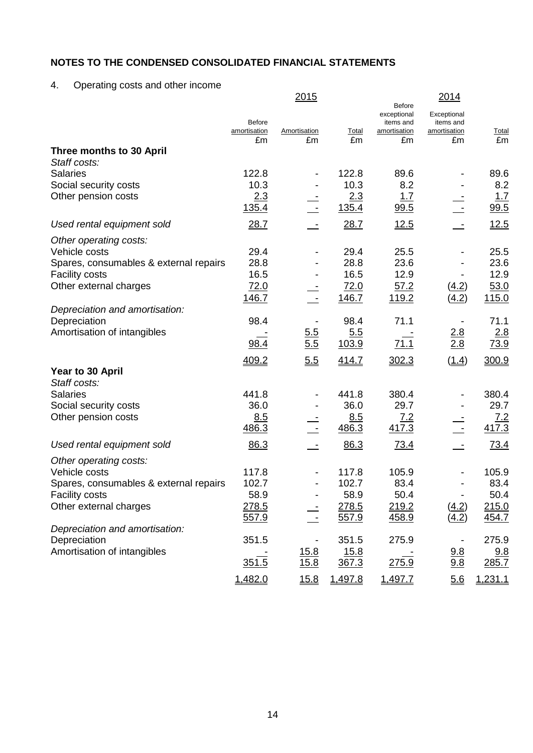## NOTES TO THE CONDENSED CONSOLIDATED FINANCIAL STATEMENTS

4. Operating costs and other income

| | 2015 | | | 2014 | | |
|---|---|---|---|---|---|---|
| | Before amortisation £m | Amortisation £m | Total £m | Before exceptional items and amortisation £m | Exceptional items and amortisation £m | Total £m |
| **Three months to 30 April** | | | | | | |
| *Staff costs:* | | | | | | |
| Salaries | 122.8 | - | 122.8 | 89.6 | - | 89.6 |
| Social security costs | 10.3 | - | 10.3 | 8.2 | - | 8.2 |
| Other pension costs | 2.3 | - | 2.3 | 1.7 | - | 1.7 |
| | 135.4 | - | 135.4 | 99.5 | - | 99.5 |
| *Used rental equipment sold* | 28.7 | - | 28.7 | 12.5 | - | 12.5 |
| *Other operating costs:* | | | | | | |
| Vehicle costs | 29.4 | - | 29.4 | 25.5 | - | 25.5 |
| Spares, consumables & external repairs | 28.8 | - | 28.8 | 23.6 | - | 23.6 |
| Facility costs | 16.5 | - | 16.5 | 12.9 | - | 12.9 |
| Other external charges | 72.0 | - | 72.0 | 57.2 | (4.2) | 53.0 |
| | 146.7 | - | 146.7 | 119.2 | (4.2) | 115.0 |
| *Depreciation and amortisation:* | | | | | | |
| Depreciation | 98.4 | - | 98.4 | 71.1 | - | 71.1 |
| Amortisation of intangibles | - | 5.5 | 5.5 | - | 2.8 | 2.8 |
| | 98.4 | 5.5 | 103.9 | 71.1 | 2.8 | 73.9 |
| | 409.2 | 5.5 | 414.7 | 302.3 | (1.4) | 300.9 |
| **Year to 30 April** | | | | | | |
| *Staff costs:* | | | | | | |
| Salaries | 441.8 | - | 441.8 | 380.4 | - | 380.4 |
| Social security costs | 36.0 | - | 36.0 | 29.7 | - | 29.7 |
| Other pension costs | 8.5 | - | 8.5 | 7.2 | - | 7.2 |
| | 486.3 | - | 486.3 | 417.3 | - | 417.3 |
| *Used rental equipment sold* | 86.3 | - | 86.3 | 73.4 | - | 73.4 |
| *Other operating costs:* | | | | | | |
| Vehicle costs | 117.8 | - | 117.8 | 105.9 | - | 105.9 |
| Spares, consumables & external repairs | 102.7 | - | 102.7 | 83.4 | - | 83.4 |
| Facility costs | 58.9 | - | 58.9 | 50.4 | - | 50.4 |
| Other external charges | 278.5 | - | 278.5 | 219.2 | (4.2) | 215.0 |
| | 557.9 | - | 557.9 | 458.9 | (4.2) | 454.7 |
| *Depreciation and amortisation:* | | | | | | |
| Depreciation | 351.5 | - | 351.5 | 275.9 | - | 275.9 |
| Amortisation of intangibles | - | 15.8 | 15.8 | - | 9.8 | 9.8 |
| | 351.5 | 15.8 | 367.3 | 275.9 | 9.8 | 285.7 |
| | 1,482.0 | 15.8 | 1,497.8 | 1,497.7 | 5.6 | 1,231.1 |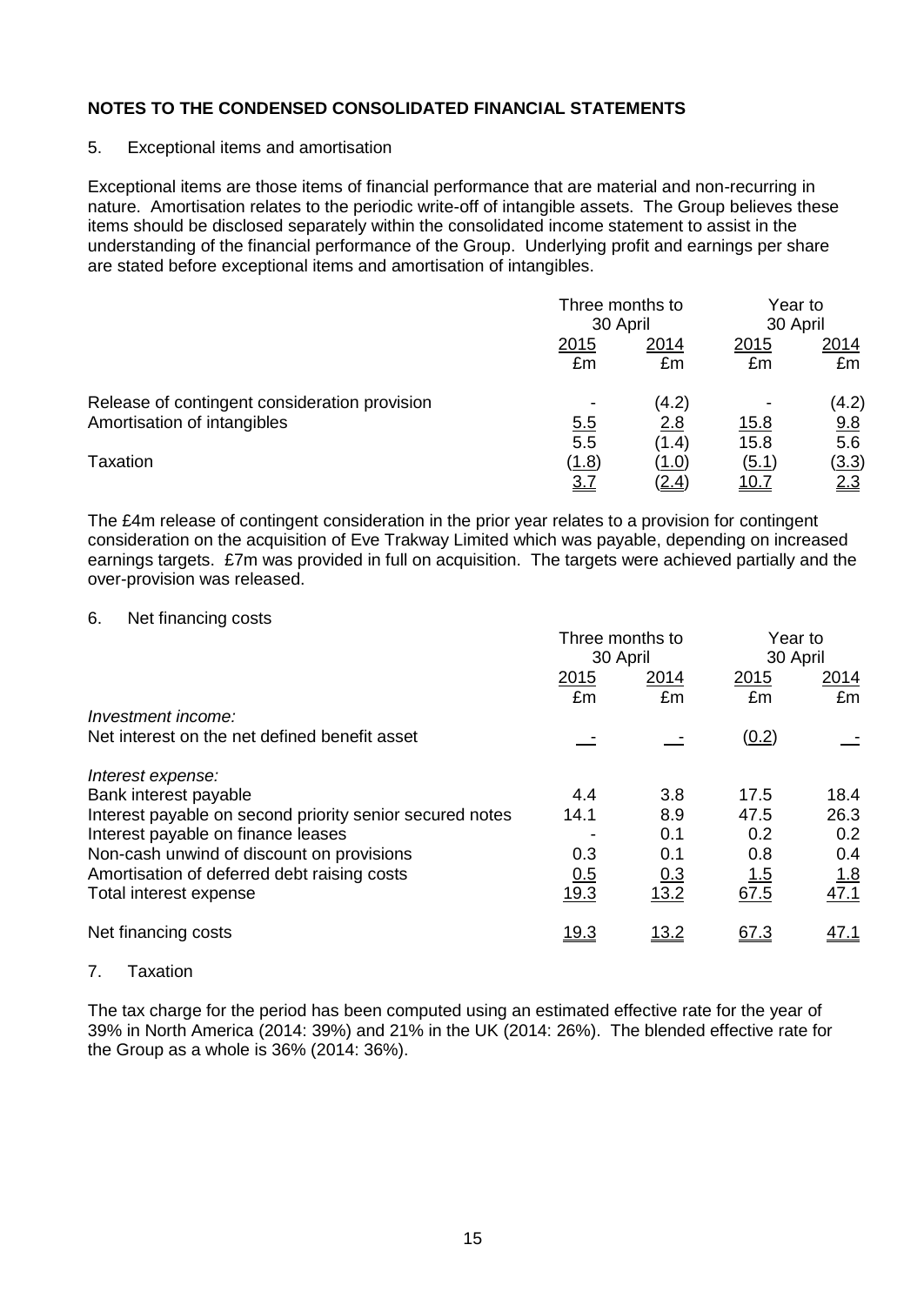## NOTES TO THE CONDENSED CONSOLIDATED FINANCIAL STATEMENTS

5. Exceptional items and amortisation

Exceptional items are those items of financial performance that are material and non-recurring in nature. Amortisation relates to the periodic write-off of intangible assets. The Group believes these items should be disclosed separately within the consolidated income statement to assist in the understanding of the financial performance of the Group. Underlying profit and earnings per share are stated before exceptional items and amortisation of intangibles.

| | Three months to 30 April | | Year to 30 April | |
|---|---|---|---|---|
| | 2015 | 2014 | 2015 | 2014 |
| | £m | £m | £m | £m |
| Release of contingent consideration provision | - | (4.2) | - | (4.2) |
| Amortisation of intangibles | 5.5 | 2.8 | 15.8 | 9.8 |
| | 5.5 | (1.4) | 15.8 | 5.6 |
| Taxation | (1.8) | (1.0) | (5.1) | (3.3) |
| | 3.7 | (2.4) | 10.7 | 2.3 |

The £4m release of contingent consideration in the prior year relates to a provision for contingent consideration on the acquisition of Eve Trakway Limited which was payable, depending on increased earnings targets. £7m was provided in full on acquisition. The targets were achieved partially and the over-provision was released.

6. Net financing costs

| | Three months to 30 April | | Year to 30 April | |
|---|---|---|---|---|
| | 2015 | 2014 | 2015 | 2014 |
| | £m | £m | £m | £m |
| *Investment income:* | | | | |
| Net interest on the net defined benefit asset | - | - | (0.2) | - |
| *Interest expense:* | | | | |
| Bank interest payable | 4.4 | 3.8 | 17.5 | 18.4 |
| Interest payable on second priority senior secured notes | 14.1 | 8.9 | 47.5 | 26.3 |
| Interest payable on finance leases | - | 0.1 | 0.2 | 0.2 |
| Non-cash unwind of discount on provisions | 0.3 | 0.1 | 0.8 | 0.4 |
| Amortisation of deferred debt raising costs | 0.5 | 0.3 | 1.5 | 1.8 |
| Total interest expense | 19.3 | 13.2 | 67.5 | 47.1 |
| Net financing costs | 19.3 | 13.2 | 67.3 | 47.1 |

7. Taxation

The tax charge for the period has been computed using an estimated effective rate for the year of 39% in North America (2014: 39%) and 21% in the UK (2014: 26%). The blended effective rate for the Group as a whole is 36% (2014: 36%).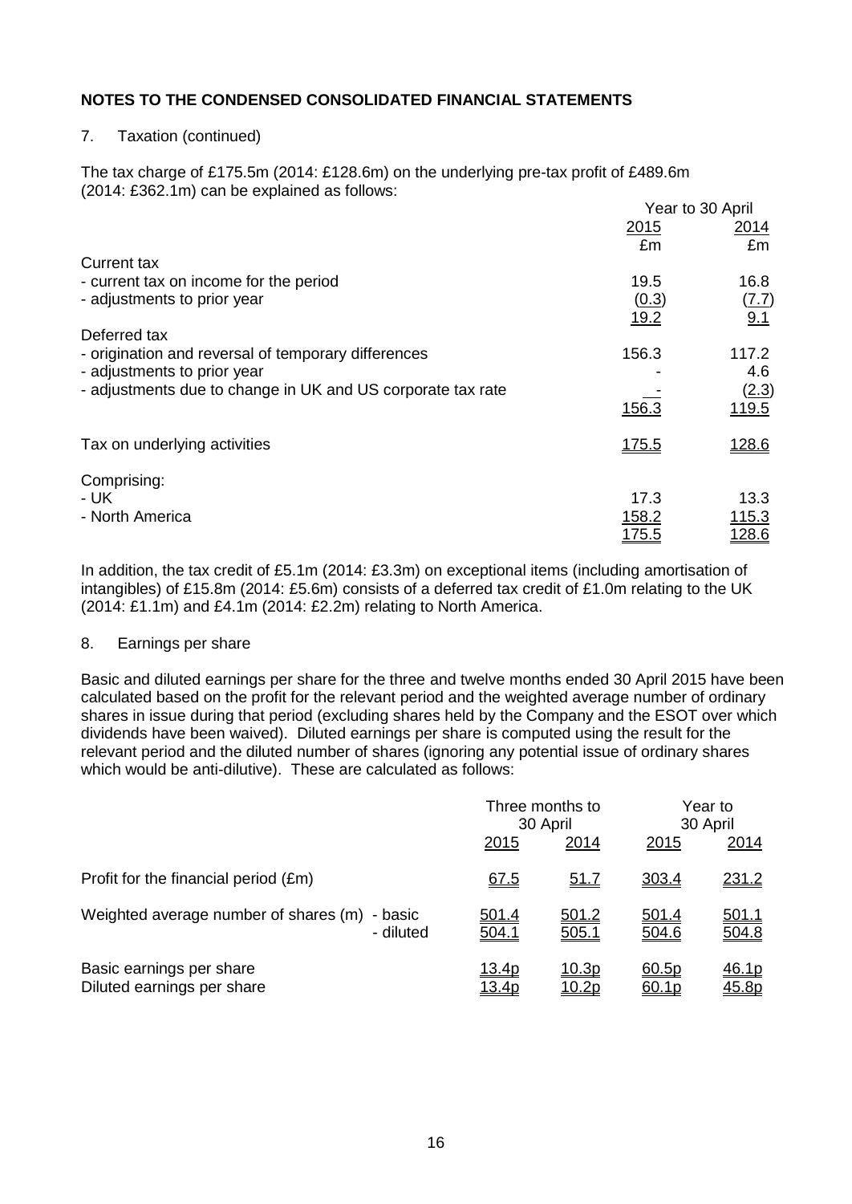## NOTES TO THE CONDENSED CONSOLIDATED FINANCIAL STATEMENTS

7. Taxation (continued)

The tax charge of £175.5m (2014: £128.6m) on the underlying pre-tax profit of £489.6m (2014: £362.1m) can be explained as follows:

| | Year to 30 April | |
|---|---|---|
| | 2015 | 2014 |
| | £m | £m |
| Current tax | | |
| - current tax on income for the period | 19.5 | 16.8 |
| - adjustments to prior year | (0.3) | (7.7) |
| | 19.2 | 9.1 |
| Deferred tax | | |
| - origination and reversal of temporary differences | 156.3 | 117.2 |
| - adjustments to prior year | - | 4.6 |
| - adjustments due to change in UK and US corporate tax rate | - | (2.3) |
| | 156.3 | 119.5 |
| Tax on underlying activities | 175.5 | 128.6 |
| Comprising: | | |
| - UK | 17.3 | 13.3 |
| - North America | 158.2 | 115.3 |
| | 175.5 | 128.6 |

In addition, the tax credit of £5.1m (2014: £3.3m) on exceptional items (including amortisation of intangibles) of £15.8m (2014: £5.6m) consists of a deferred tax credit of £1.0m relating to the UK (2014: £1.1m) and £4.1m (2014: £2.2m) relating to North America.

8. Earnings per share

Basic and diluted earnings per share for the three and twelve months ended 30 April 2015 have been calculated based on the profit for the relevant period and the weighted average number of ordinary shares in issue during that period (excluding shares held by the Company and the ESOT over which dividends have been waived). Diluted earnings per share is computed using the result for the relevant period and the diluted number of shares (ignoring any potential issue of ordinary shares which would be anti-dilutive). These are calculated as follows:

| | | Three months to 30 April | | Year to 30 April | |
|---|---|---|---|---|---|
| | | 2015 | 2014 | 2015 | 2014 |
| Profit for the financial period (£m) | | 67.5 | 51.7 | 303.4 | 231.2 |
| Weighted average number of shares (m) | - basic | 501.4 | 501.2 | 501.4 | 501.1 |
| | - diluted | 504.1 | 505.1 | 504.6 | 504.8 |
| Basic earnings per share | | 13.4p | 10.3p | 60.5p | 46.1p |
| Diluted earnings per share | | 13.4p | 10.2p | 60.1p | 45.8p |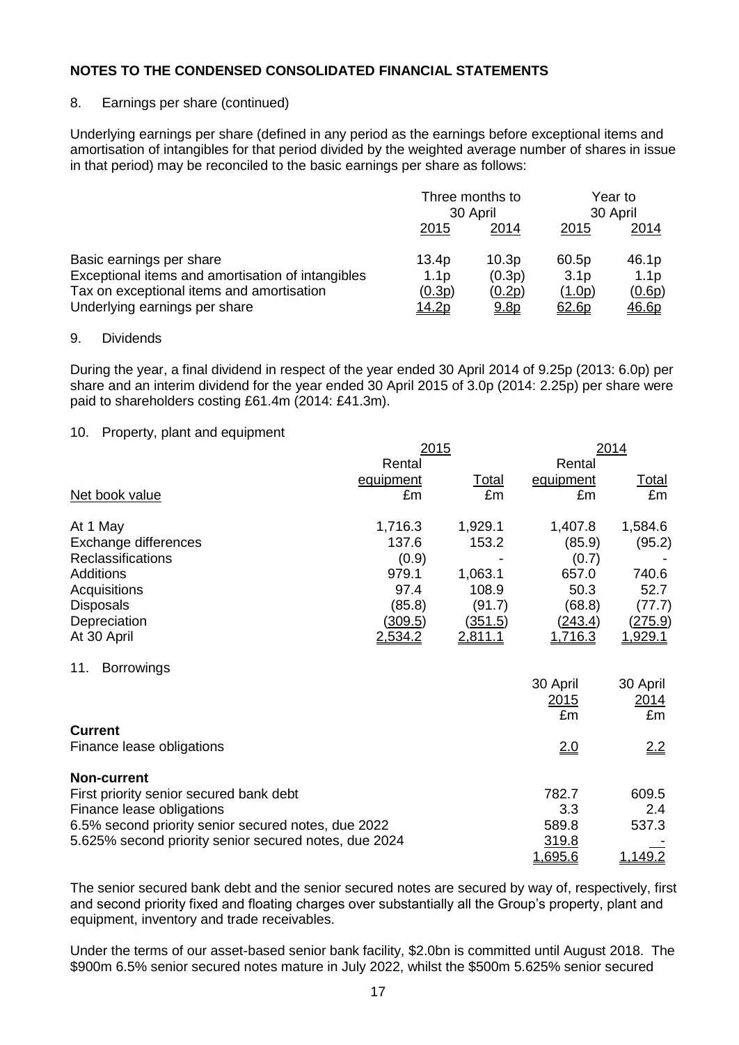## NOTES TO THE CONDENSED CONSOLIDATED FINANCIAL STATEMENTS

8. Earnings per share (continued)

Underlying earnings per share (defined in any period as the earnings before exceptional items and amortisation of intangibles for that period divided by the weighted average number of shares in issue in that period) may be reconciled to the basic earnings per share as follows:

| | Three months to 30 April | | Year to 30 April | |
|---|---|---|---|---|
| | 2015 | 2014 | 2015 | 2014 |
| Basic earnings per share | 13.4p | 10.3p | 60.5p | 46.1p |
| Exceptional items and amortisation of intangibles | 1.1p | (0.3p) | 3.1p | 1.1p |
| Tax on exceptional items and amortisation | (0.3p) | (0.2p) | (1.0p) | (0.6p) |
| Underlying earnings per share | 14.2p | 9.8p | 62.6p | 46.6p |

9. Dividends

During the year, a final dividend in respect of the year ended 30 April 2014 of 9.25p (2013: 6.0p) per share and an interim dividend for the year ended 30 April 2015 of 3.0p (2014: 2.25p) per share were paid to shareholders costing £61.4m (2014: £41.3m).

10. Property, plant and equipment

| | 2015 | | 2014 | |
|---|---|---|---|---|
| | Rental equipment | Total | Rental equipment | Total |
| Net book value | £m | £m | £m | £m |
| At 1 May | 1,716.3 | 1,929.1 | 1,407.8 | 1,584.6 |
| Exchange differences | 137.6 | 153.2 | (85.9) | (95.2) |
| Reclassifications | (0.9) | - | (0.7) | - |
| Additions | 979.1 | 1,063.1 | 657.0 | 740.6 |
| Acquisitions | 97.4 | 108.9 | 50.3 | 52.7 |
| Disposals | (85.8) | (91.7) | (68.8) | (77.7) |
| Depreciation | (309.5) | (351.5) | (243.4) | (275.9) |
| At 30 April | 2,534.2 | 2,811.1 | 1,716.3 | 1,929.1 |

11. Borrowings

| | 30 April 2015 | 30 April 2014 |
|---|---|---|
| | £m | £m |
| **Current** | | |
| Finance lease obligations | 2.0 | 2.2 |
| **Non-current** | | |
| First priority senior secured bank debt | 782.7 | 609.5 |
| Finance lease obligations | 3.3 | 2.4 |
| 6.5% second priority senior secured notes, due 2022 | 589.8 | 537.3 |
| 5.625% second priority senior secured notes, due 2024 | 319.8 | - |
| | 1,695.6 | 1,149.2 |

The senior secured bank debt and the senior secured notes are secured by way of, respectively, first and second priority fixed and floating charges over substantially all the Group's property, plant and equipment, inventory and trade receivables.

Under the terms of our asset-based senior bank facility, $2.0bn is committed until August 2018. The $900m 6.5% senior secured notes mature in July 2022, whilst the $500m 5.625% senior secured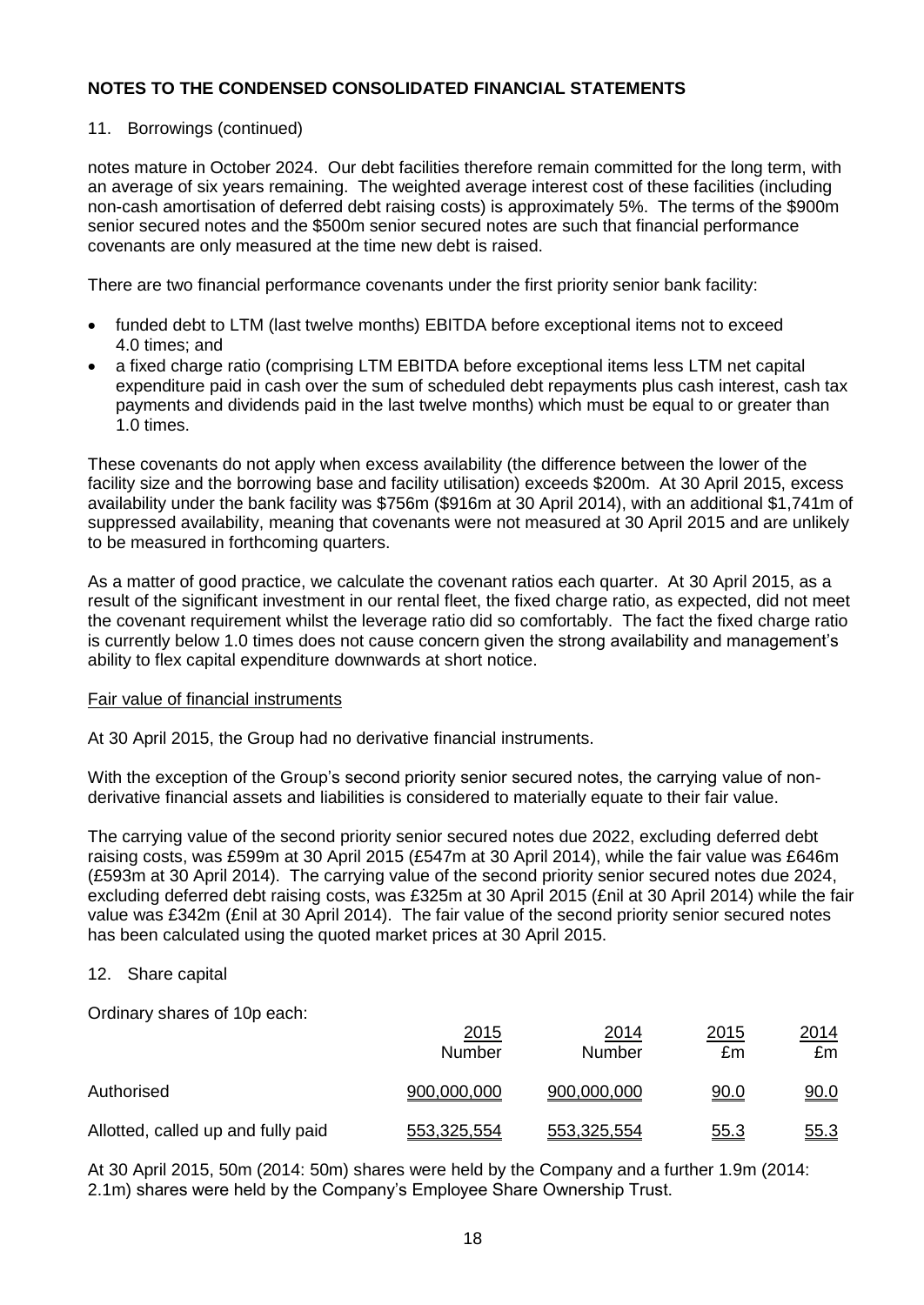## NOTES TO THE CONDENSED CONSOLIDATED FINANCIAL STATEMENTS

11. Borrowings (continued)

notes mature in October 2024. Our debt facilities therefore remain committed for the long term, with an average of six years remaining. The weighted average interest cost of these facilities (including non-cash amortisation of deferred debt raising costs) is approximately 5%. The terms of the $900m senior secured notes and the $500m senior secured notes are such that financial performance covenants are only measured at the time new debt is raised.

There are two financial performance covenants under the first priority senior bank facility:

- funded debt to LTM (last twelve months) EBITDA before exceptional items not to exceed 4.0 times; and
- a fixed charge ratio (comprising LTM EBITDA before exceptional items less LTM net capital expenditure paid in cash over the sum of scheduled debt repayments plus cash interest, cash tax payments and dividends paid in the last twelve months) which must be equal to or greater than 1.0 times.

These covenants do not apply when excess availability (the difference between the lower of the facility size and the borrowing base and facility utilisation) exceeds $200m. At 30 April 2015, excess availability under the bank facility was $756m ($916m at 30 April 2014), with an additional $1,741m of suppressed availability, meaning that covenants were not measured at 30 April 2015 and are unlikely to be measured in forthcoming quarters.

As a matter of good practice, we calculate the covenant ratios each quarter. At 30 April 2015, as a result of the significant investment in our rental fleet, the fixed charge ratio, as expected, did not meet the covenant requirement whilst the leverage ratio did so comfortably. The fact the fixed charge ratio is currently below 1.0 times does not cause concern given the strong availability and management's ability to flex capital expenditure downwards at short notice.

Fair value of financial instruments

At 30 April 2015, the Group had no derivative financial instruments.

With the exception of the Group's second priority senior secured notes, the carrying value of non-derivative financial assets and liabilities is considered to materially equate to their fair value.

The carrying value of the second priority senior secured notes due 2022, excluding deferred debt raising costs, was £599m at 30 April 2015 (£547m at 30 April 2014), while the fair value was £646m (£593m at 30 April 2014). The carrying value of the second priority senior secured notes due 2024, excluding deferred debt raising costs, was £325m at 30 April 2015 (£nil at 30 April 2014) while the fair value was £342m (£nil at 30 April 2014). The fair value of the second priority senior secured notes has been calculated using the quoted market prices at 30 April 2015.

12. Share capital

Ordinary shares of 10p each:

| | 2015 Number | 2014 Number | 2015 £m | 2014 £m |
|---|---|---|---|---|
| Authorised | 900,000,000 | 900,000,000 | 90.0 | 90.0 |
| Allotted, called up and fully paid | 553,325,554 | 553,325,554 | 55.3 | 55.3 |

At 30 April 2015, 50m (2014: 50m) shares were held by the Company and a further 1.9m (2014: 2.1m) shares were held by the Company's Employee Share Ownership Trust.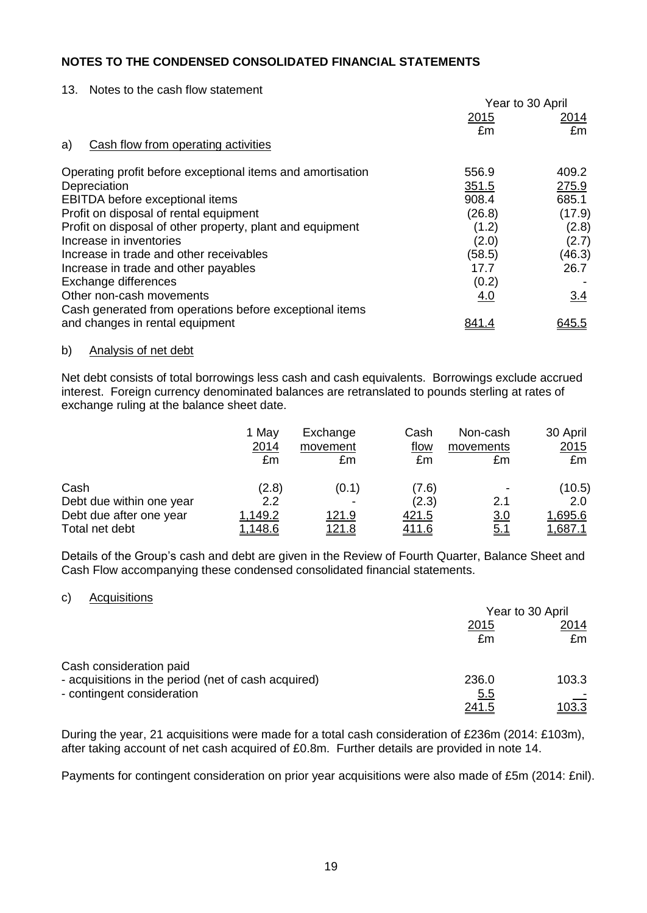## NOTES TO THE CONDENSED CONSOLIDATED FINANCIAL STATEMENTS

13. Notes to the cash flow statement

| | Year to 30 April | |
|---|---|---|
| | 2015 | 2014 |
| | £m | £m |
| a) Cash flow from operating activities | | |
| Operating profit before exceptional items and amortisation | 556.9 | 409.2 |
| Depreciation | 351.5 | 275.9 |
| EBITDA before exceptional items | 908.4 | 685.1 |
| Profit on disposal of rental equipment | (26.8) | (17.9) |
| Profit on disposal of other property, plant and equipment | (1.2) | (2.8) |
| Increase in inventories | (2.0) | (2.7) |
| Increase in trade and other receivables | (58.5) | (46.3) |
| Increase in trade and other payables | 17.7 | 26.7 |
| Exchange differences | (0.2) | - |
| Other non-cash movements | 4.0 | 3.4 |
| Cash generated from operations before exceptional items and changes in rental equipment | 841.4 | 645.5 |

b) Analysis of net debt

Net debt consists of total borrowings less cash and cash equivalents. Borrowings exclude accrued interest. Foreign currency denominated balances are retranslated to pounds sterling at rates of exchange ruling at the balance sheet date.

| | 1 May 2014 | Exchange movement | Cash flow | Non-cash movements | 30 April 2015 |
|---|---|---|---|---|---|
| | £m | £m | £m | £m | £m |
| Cash | (2.8) | (0.1) | (7.6) | - | (10.5) |
| Debt due within one year | 2.2 | - | (2.3) | 2.1 | 2.0 |
| Debt due after one year | 1,149.2 | 121.9 | 421.5 | 3.0 | 1,695.6 |
| Total net debt | 1,148.6 | 121.8 | 411.6 | 5.1 | 1,687.1 |

Details of the Group's cash and debt are given in the Review of Fourth Quarter, Balance Sheet and Cash Flow accompanying these condensed consolidated financial statements.

c) Acquisitions

| | Year to 30 April | |
|---|---|---|
| | 2015 | 2014 |
| | £m | £m |
| Cash consideration paid | | |
| - acquisitions in the period (net of cash acquired) | 236.0 | 103.3 |
| - contingent consideration | 5.5 | - |
| | 241.5 | 103.3 |

During the year, 21 acquisitions were made for a total cash consideration of £236m (2014: £103m), after taking account of net cash acquired of £0.8m. Further details are provided in note 14.

Payments for contingent consideration on prior year acquisitions were also made of £5m (2014: £nil).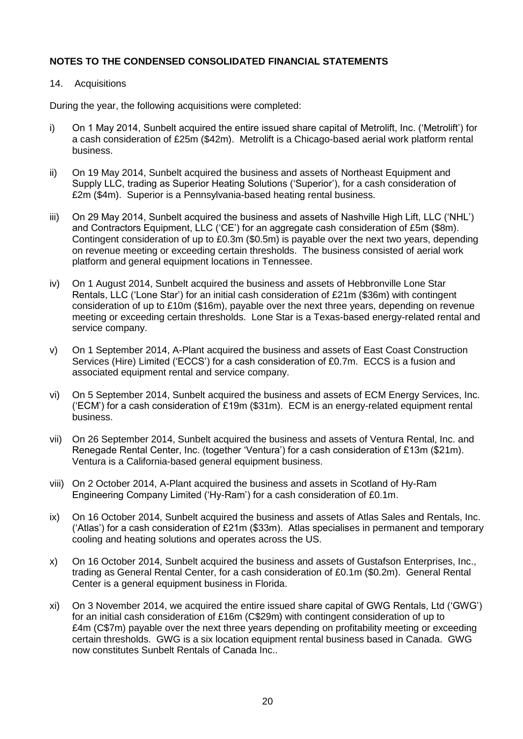## NOTES TO THE CONDENSED CONSOLIDATED FINANCIAL STATEMENTS

14. Acquisitions

During the year, the following acquisitions were completed:

i) On 1 May 2014, Sunbelt acquired the entire issued share capital of Metrolift, Inc. ('Metrolift') for a cash consideration of £25m ($42m). Metrolift is a Chicago-based aerial work platform rental business.

ii) On 19 May 2014, Sunbelt acquired the business and assets of Northeast Equipment and Supply LLC, trading as Superior Heating Solutions ('Superior'), for a cash consideration of £2m ($4m). Superior is a Pennsylvania-based heating rental business.

iii) On 29 May 2014, Sunbelt acquired the business and assets of Nashville High Lift, LLC ('NHL') and Contractors Equipment, LLC ('CE') for an aggregate cash consideration of £5m ($8m). Contingent consideration of up to £0.3m ($0.5m) is payable over the next two years, depending on revenue meeting or exceeding certain thresholds. The business consisted of aerial work platform and general equipment locations in Tennessee.

iv) On 1 August 2014, Sunbelt acquired the business and assets of Hebbronville Lone Star Rentals, LLC ('Lone Star') for an initial cash consideration of £21m ($36m) with contingent consideration of up to £10m ($16m), payable over the next three years, depending on revenue meeting or exceeding certain thresholds. Lone Star is a Texas-based energy-related rental and service company.

v) On 1 September 2014, A-Plant acquired the business and assets of East Coast Construction Services (Hire) Limited ('ECCS') for a cash consideration of £0.7m. ECCS is a fusion and associated equipment rental and service company.

vi) On 5 September 2014, Sunbelt acquired the business and assets of ECM Energy Services, Inc. ('ECM') for a cash consideration of £19m ($31m). ECM is an energy-related equipment rental business.

vii) On 26 September 2014, Sunbelt acquired the business and assets of Ventura Rental, Inc. and Renegade Rental Center, Inc. (together 'Ventura') for a cash consideration of £13m ($21m). Ventura is a California-based general equipment business.

viii) On 2 October 2014, A-Plant acquired the business and assets in Scotland of Hy-Ram Engineering Company Limited ('Hy-Ram') for a cash consideration of £0.1m.

ix) On 16 October 2014, Sunbelt acquired the business and assets of Atlas Sales and Rentals, Inc. ('Atlas') for a cash consideration of £21m ($33m). Atlas specialises in permanent and temporary cooling and heating solutions and operates across the US.

x) On 16 October 2014, Sunbelt acquired the business and assets of Gustafson Enterprises, Inc., trading as General Rental Center, for a cash consideration of £0.1m ($0.2m). General Rental Center is a general equipment business in Florida.

xi) On 3 November 2014, we acquired the entire issued share capital of GWG Rentals, Ltd ('GWG') for an initial cash consideration of £16m (C$29m) with contingent consideration of up to £4m (C$7m) payable over the next three years depending on profitability meeting or exceeding certain thresholds. GWG is a six location equipment rental business based in Canada. GWG now constitutes Sunbelt Rentals of Canada Inc..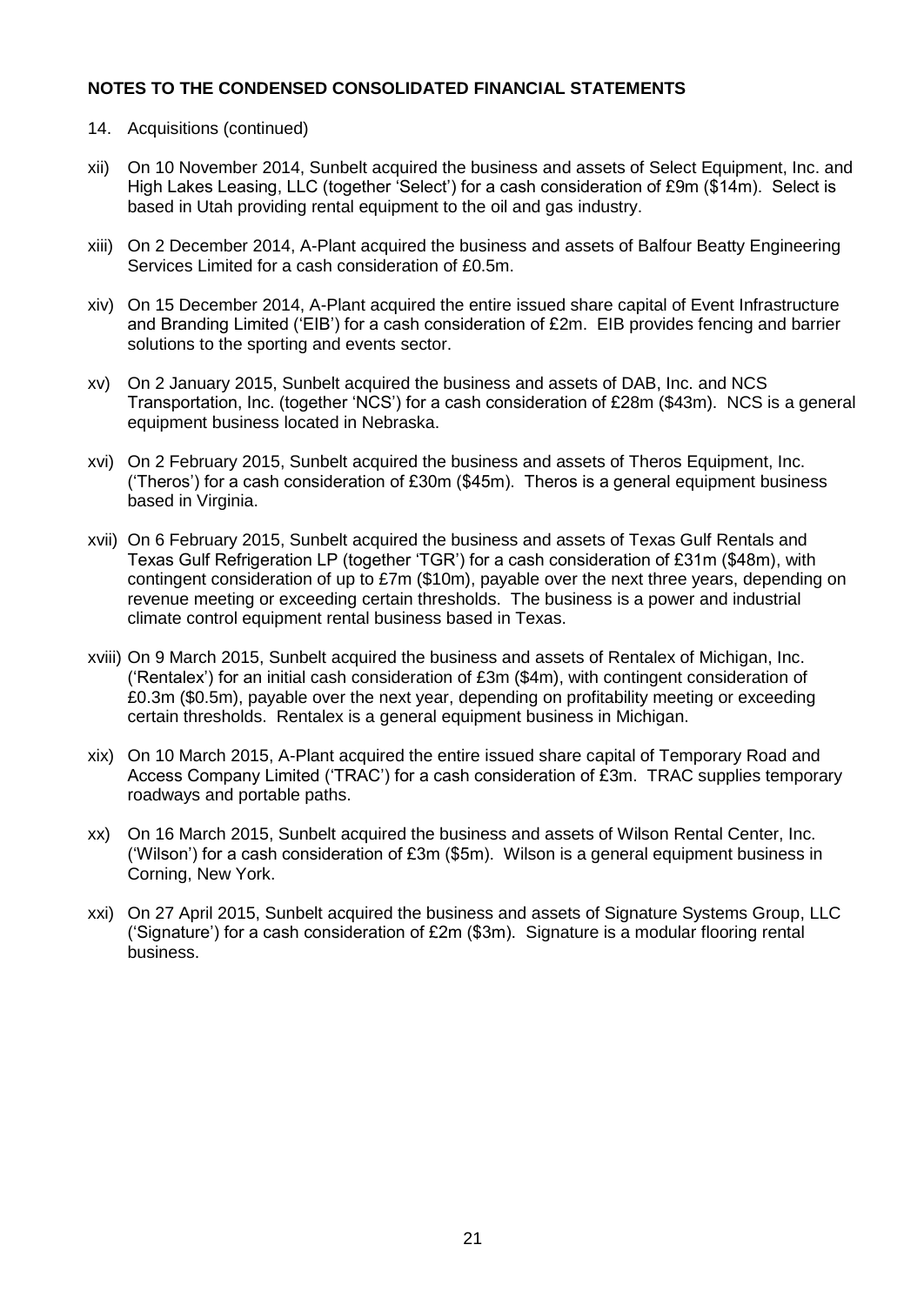## NOTES TO THE CONDENSED CONSOLIDATED FINANCIAL STATEMENTS

14. Acquisitions (continued)

xii) On 10 November 2014, Sunbelt acquired the business and assets of Select Equipment, Inc. and High Lakes Leasing, LLC (together 'Select') for a cash consideration of £9m ($14m). Select is based in Utah providing rental equipment to the oil and gas industry.

xiii) On 2 December 2014, A-Plant acquired the business and assets of Balfour Beatty Engineering Services Limited for a cash consideration of £0.5m.

xiv) On 15 December 2014, A-Plant acquired the entire issued share capital of Event Infrastructure and Branding Limited ('EIB') for a cash consideration of £2m. EIB provides fencing and barrier solutions to the sporting and events sector.

xv) On 2 January 2015, Sunbelt acquired the business and assets of DAB, Inc. and NCS Transportation, Inc. (together 'NCS') for a cash consideration of £28m ($43m). NCS is a general equipment business located in Nebraska.

xvi) On 2 February 2015, Sunbelt acquired the business and assets of Theros Equipment, Inc. ('Theros') for a cash consideration of £30m ($45m). Theros is a general equipment business based in Virginia.

xvii) On 6 February 2015, Sunbelt acquired the business and assets of Texas Gulf Rentals and Texas Gulf Refrigeration LP (together 'TGR') for a cash consideration of £31m ($48m), with contingent consideration of up to £7m ($10m), payable over the next three years, depending on revenue meeting or exceeding certain thresholds. The business is a power and industrial climate control equipment rental business based in Texas.

xviii) On 9 March 2015, Sunbelt acquired the business and assets of Rentalex of Michigan, Inc. ('Rentalex') for an initial cash consideration of £3m ($4m), with contingent consideration of £0.3m ($0.5m), payable over the next year, depending on profitability meeting or exceeding certain thresholds. Rentalex is a general equipment business in Michigan.

xix) On 10 March 2015, A-Plant acquired the entire issued share capital of Temporary Road and Access Company Limited ('TRAC') for a cash consideration of £3m. TRAC supplies temporary roadways and portable paths.

xx) On 16 March 2015, Sunbelt acquired the business and assets of Wilson Rental Center, Inc. ('Wilson') for a cash consideration of £3m ($5m). Wilson is a general equipment business in Corning, New York.

xxi) On 27 April 2015, Sunbelt acquired the business and assets of Signature Systems Group, LLC ('Signature') for a cash consideration of £2m ($3m). Signature is a modular flooring rental business.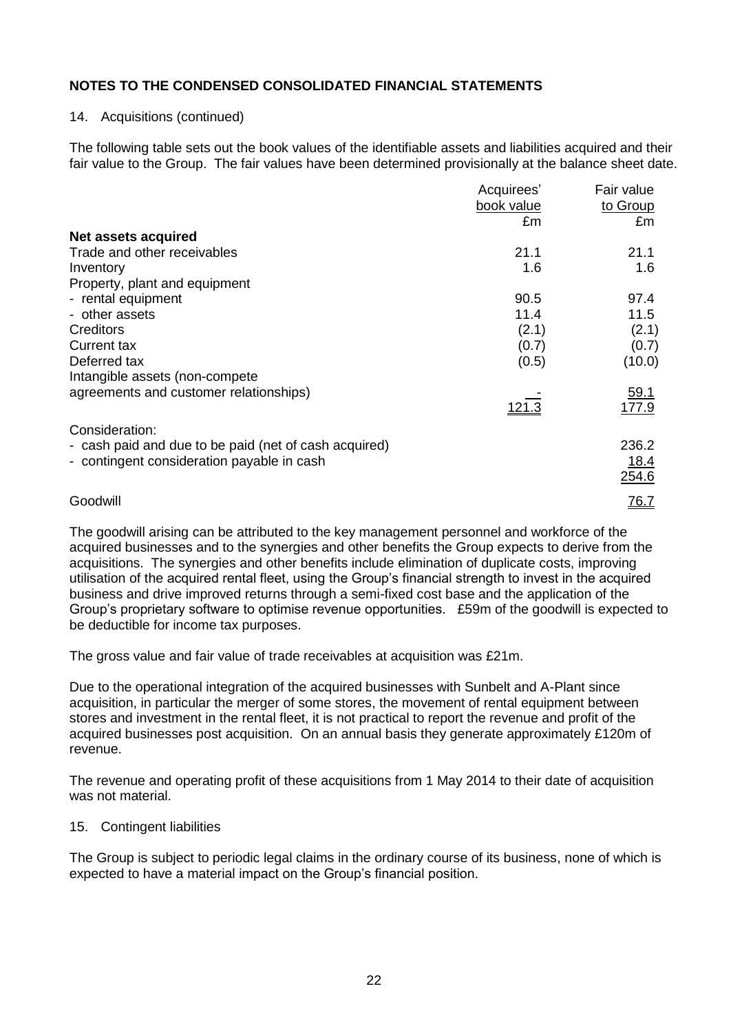## NOTES TO THE CONDENSED CONSOLIDATED FINANCIAL STATEMENTS

14. Acquisitions (continued)

The following table sets out the book values of the identifiable assets and liabilities acquired and their fair value to the Group. The fair values have been determined provisionally at the balance sheet date.

| | Acquirees' book value | Fair value to Group |
|---|---|---|
| | £m | £m |
| **Net assets acquired** | | |
| Trade and other receivables | 21.1 | 21.1 |
| Inventory | 1.6 | 1.6 |
| Property, plant and equipment | | |
| - rental equipment | 90.5 | 97.4 |
| - other assets | 11.4 | 11.5 |
| Creditors | (2.1) | (2.1) |
| Current tax | (0.7) | (0.7) |
| Deferred tax | (0.5) | (10.0) |
| Intangible assets (non-compete agreements and customer relationships) | - | 59.1 |
| | 121.3 | 177.9 |
| Consideration: | | |
| - cash paid and due to be paid (net of cash acquired) | | 236.2 |
| - contingent consideration payable in cash | | 18.4 |
| | | 254.6 |
| Goodwill | | 76.7 |

The goodwill arising can be attributed to the key management personnel and workforce of the acquired businesses and to the synergies and other benefits the Group expects to derive from the acquisitions. The synergies and other benefits include elimination of duplicate costs, improving utilisation of the acquired rental fleet, using the Group's financial strength to invest in the acquired business and drive improved returns through a semi-fixed cost base and the application of the Group's proprietary software to optimise revenue opportunities. £59m of the goodwill is expected to be deductible for income tax purposes.

The gross value and fair value of trade receivables at acquisition was £21m.

Due to the operational integration of the acquired businesses with Sunbelt and A-Plant since acquisition, in particular the merger of some stores, the movement of rental equipment between stores and investment in the rental fleet, it is not practical to report the revenue and profit of the acquired businesses post acquisition. On an annual basis they generate approximately £120m of revenue.

The revenue and operating profit of these acquisitions from 1 May 2014 to their date of acquisition was not material.

15. Contingent liabilities

The Group is subject to periodic legal claims in the ordinary course of its business, none of which is expected to have a material impact on the Group's financial position.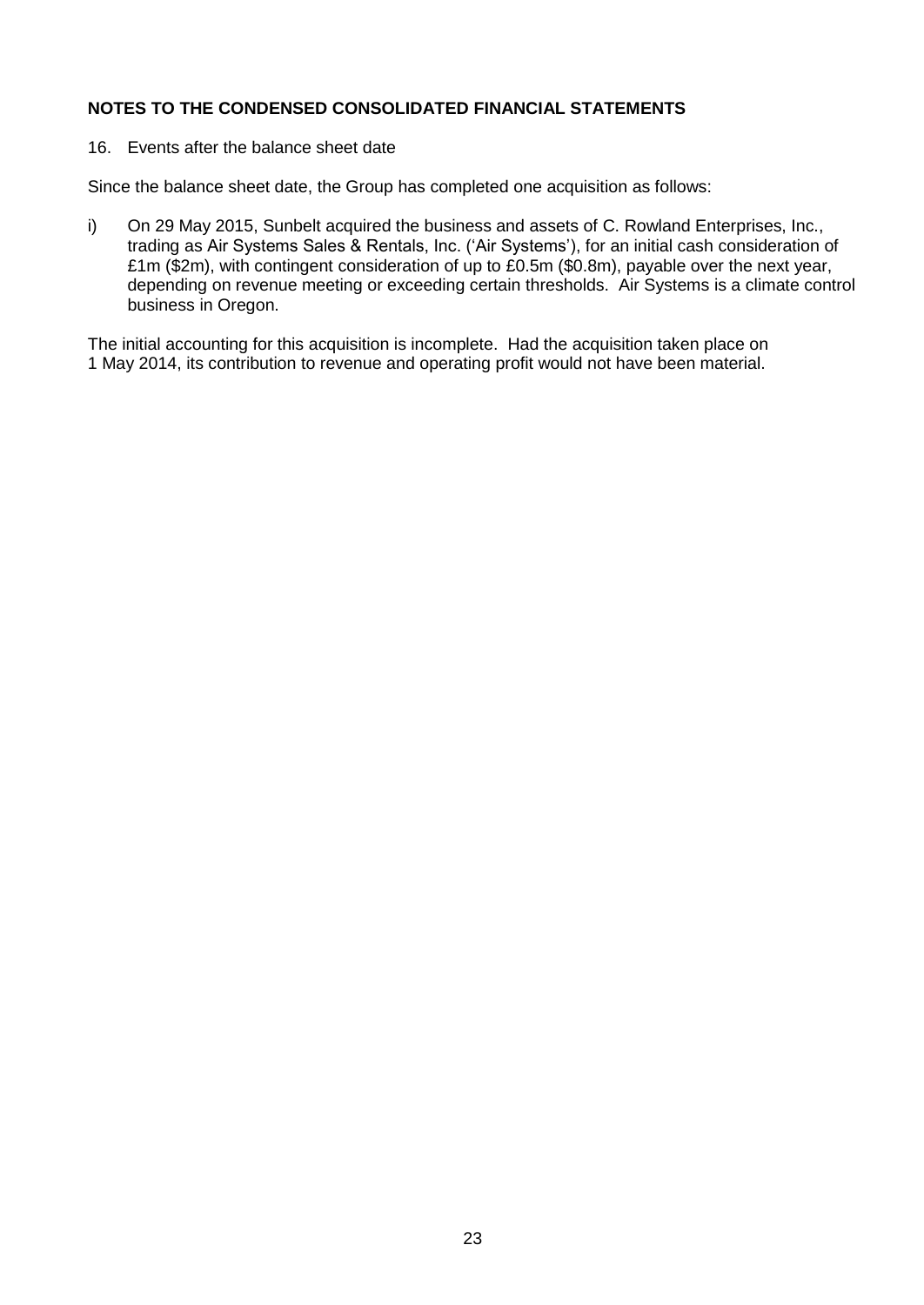## NOTES TO THE CONDENSED CONSOLIDATED FINANCIAL STATEMENTS

16. Events after the balance sheet date

Since the balance sheet date, the Group has completed one acquisition as follows:

i) On 29 May 2015, Sunbelt acquired the business and assets of C. Rowland Enterprises, Inc., trading as Air Systems Sales & Rentals, Inc. ('Air Systems'), for an initial cash consideration of £1m ($2m), with contingent consideration of up to £0.5m ($0.8m), payable over the next year, depending on revenue meeting or exceeding certain thresholds. Air Systems is a climate control business in Oregon.

The initial accounting for this acquisition is incomplete. Had the acquisition taken place on 1 May 2014, its contribution to revenue and operating profit would not have been material.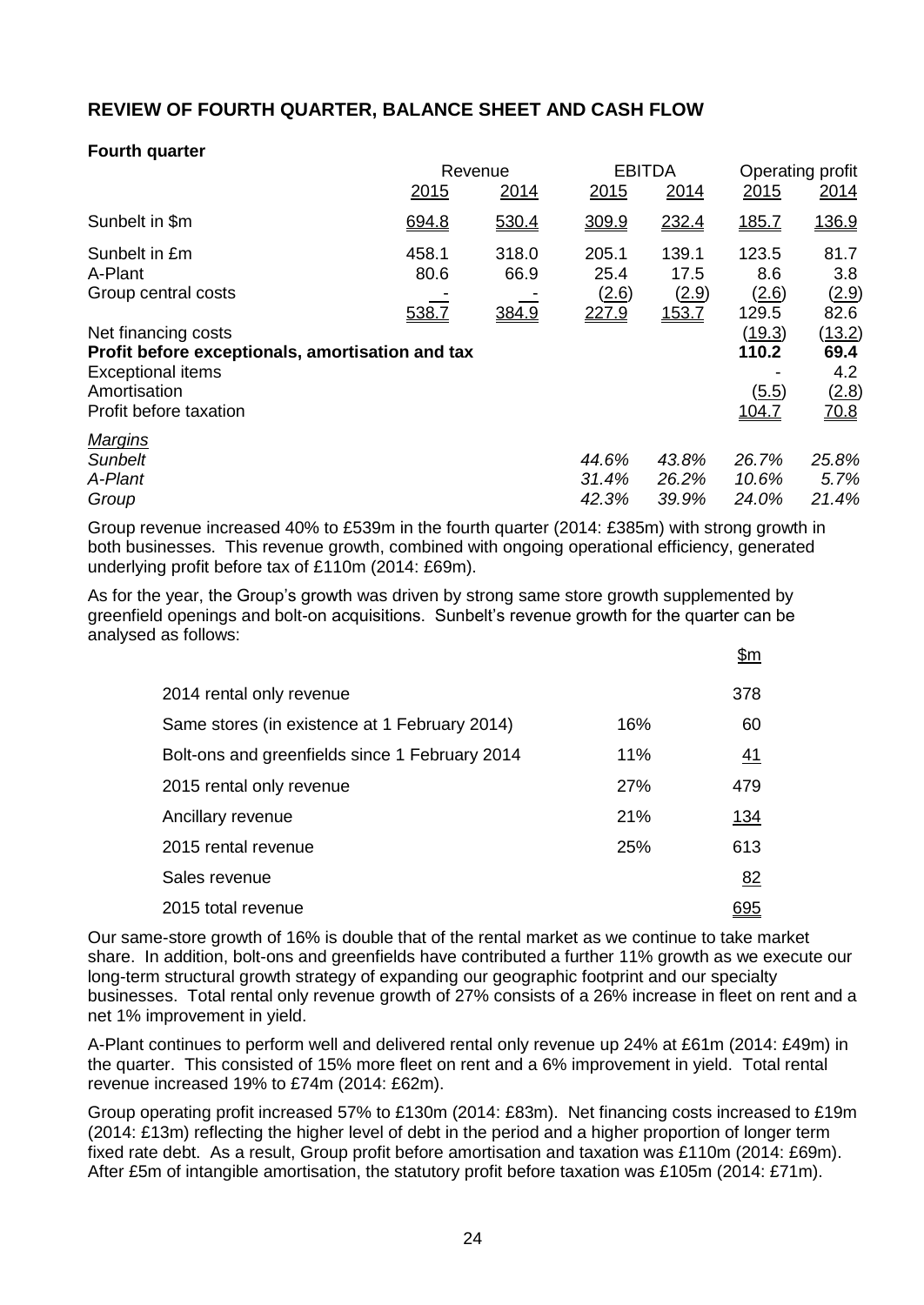## REVIEW OF FOURTH QUARTER, BALANCE SHEET AND CASH FLOW

**Fourth quarter**

| | Revenue | | EBITDA | | Operating profit | |
|---|---|---|---|---|---|---|
| | 2015 | 2014 | 2015 | 2014 | 2015 | 2014 |
| Sunbelt in $m | 694.8 | 530.4 | 309.9 | 232.4 | 185.7 | 136.9 |
| Sunbelt in £m | 458.1 | 318.0 | 205.1 | 139.1 | 123.5 | 81.7 |
| A-Plant | 80.6 | 66.9 | 25.4 | 17.5 | 8.6 | 3.8 |
| Group central costs | - | - | (2.6) | (2.9) | (2.6) | (2.9) |
| | 538.7 | 384.9 | 227.9 | 153.7 | 129.5 | 82.6 |
| Net financing costs | | | | | (19.3) | (13.2) |
| **Profit before exceptionals, amortisation and tax** | | | | | **110.2** | **69.4** |
| Exceptional items | | | | | - | 4.2 |
| Amortisation | | | | | (5.5) | (2.8) |
| Profit before taxation | | | | | 104.7 | 70.8 |
| *Margins* | | | | | | |
| *Sunbelt* | | | *44.6%* | *43.8%* | *26.7%* | *25.8%* |
| *A-Plant* | | | *31.4%* | *26.2%* | *10.6%* | *5.7%* |
| *Group* | | | *42.3%* | *39.9%* | *24.0%* | *21.4%* |

Group revenue increased 40% to £539m in the fourth quarter (2014: £385m) with strong growth in both businesses. This revenue growth, combined with ongoing operational efficiency, generated underlying profit before tax of £110m (2014: £69m).

As for the year, the Group's growth was driven by strong same store growth supplemented by greenfield openings and bolt-on acquisitions. Sunbelt's revenue growth for the quarter can be analysed as follows:

| | | $m |
|---|---|---|
| 2014 rental only revenue | | 378 |
| Same stores (in existence at 1 February 2014) | 16% | 60 |
| Bolt-ons and greenfields since 1 February 2014 | 11% | 41 |
| 2015 rental only revenue | 27% | 479 |
| Ancillary revenue | 21% | 134 |
| 2015 rental revenue | 25% | 613 |
| Sales revenue | | 82 |
| 2015 total revenue | | 695 |

Our same-store growth of 16% is double that of the rental market as we continue to take market share. In addition, bolt-ons and greenfields have contributed a further 11% growth as we execute our long-term structural growth strategy of expanding our geographic footprint and our specialty businesses. Total rental only revenue growth of 27% consists of a 26% increase in fleet on rent and a net 1% improvement in yield.

A-Plant continues to perform well and delivered rental only revenue up 24% at £61m (2014: £49m) in the quarter. This consisted of 15% more fleet on rent and a 6% improvement in yield. Total rental revenue increased 19% to £74m (2014: £62m).

Group operating profit increased 57% to £130m (2014: £83m). Net financing costs increased to £19m (2014: £13m) reflecting the higher level of debt in the period and a higher proportion of longer term fixed rate debt. As a result, Group profit before amortisation and taxation was £110m (2014: £69m). After £5m of intangible amortisation, the statutory profit before taxation was £105m (2014: £71m).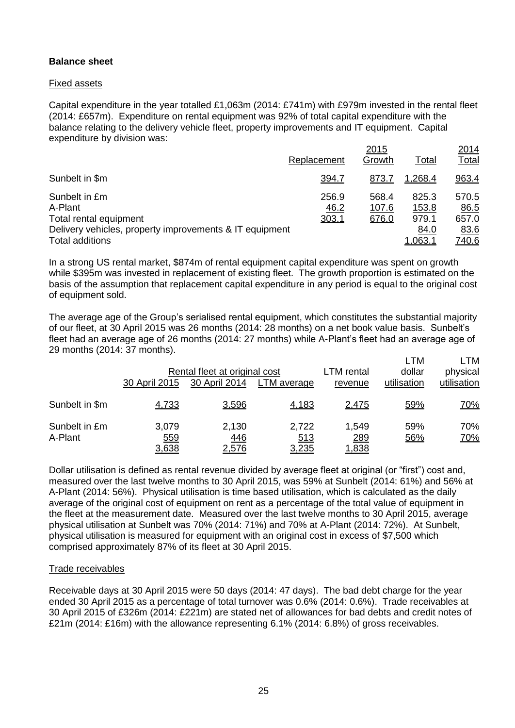**Balance sheet**

Fixed assets

Capital expenditure in the year totalled £1,063m (2014: £741m) with £979m invested in the rental fleet (2014: £657m). Expenditure on rental equipment was 92% of total capital expenditure with the balance relating to the delivery vehicle fleet, property improvements and IT equipment. Capital expenditure by division was:

| | 2015 | | | 2014 |
|---|---|---|---|---|
| | Replacement | Growth | Total | Total |
| Sunbelt in $m | 394.7 | 873.7 | 1,268.4 | 963.4 |
| Sunbelt in £m | 256.9 | 568.4 | 825.3 | 570.5 |
| A-Plant | 46.2 | 107.6 | 153.8 | 86.5 |
| Total rental equipment | 303.1 | 676.0 | 979.1 | 657.0 |
| Delivery vehicles, property improvements & IT equipment | | | 84.0 | 83.6 |
| Total additions | | | 1,063.1 | 740.6 |

In a strong US rental market, $874m of rental equipment capital expenditure was spent on growth while $395m was invested in replacement of existing fleet. The growth proportion is estimated on the basis of the assumption that replacement capital expenditure in any period is equal to the original cost of equipment sold.

The average age of the Group's serialised rental equipment, which constitutes the substantial majority of our fleet, at 30 April 2015 was 26 months (2014: 28 months) on a net book value basis. Sunbelt's fleet had an average age of 26 months (2014: 27 months) while A-Plant's fleet had an average age of 29 months (2014: 37 months).

| | Rental fleet at original cost | | | LTM rental | LTM dollar | LTM physical |
|---|---|---|---|---|---|---|
| | 30 April 2015 | 30 April 2014 | LTM average | revenue | utilisation | utilisation |
| Sunbelt in $m | 4,733 | 3,596 | 4,183 | 2,475 | 59% | 70% |
| Sunbelt in £m | 3,079 | 2,130 | 2,722 | 1,549 | 59% | 70% |
| A-Plant | 559 | 446 | 513 | 289 | 56% | 70% |
| | 3,638 | 2,576 | 3,235 | 1,838 | | |

Dollar utilisation is defined as rental revenue divided by average fleet at original (or "first") cost and, measured over the last twelve months to 30 April 2015, was 59% at Sunbelt (2014: 61%) and 56% at A-Plant (2014: 56%). Physical utilisation is time based utilisation, which is calculated as the daily average of the original cost of equipment on rent as a percentage of the total value of equipment in the fleet at the measurement date. Measured over the last twelve months to 30 April 2015, average physical utilisation at Sunbelt was 70% (2014: 71%) and 70% at A-Plant (2014: 72%). At Sunbelt, physical utilisation is measured for equipment with an original cost in excess of $7,500 which comprised approximately 87% of its fleet at 30 April 2015.

Trade receivables

Receivable days at 30 April 2015 were 50 days (2014: 47 days). The bad debt charge for the year ended 30 April 2015 as a percentage of total turnover was 0.6% (2014: 0.6%). Trade receivables at 30 April 2015 of £326m (2014: £221m) are stated net of allowances for bad debts and credit notes of £21m (2014: £16m) with the allowance representing 6.1% (2014: 6.8%) of gross receivables.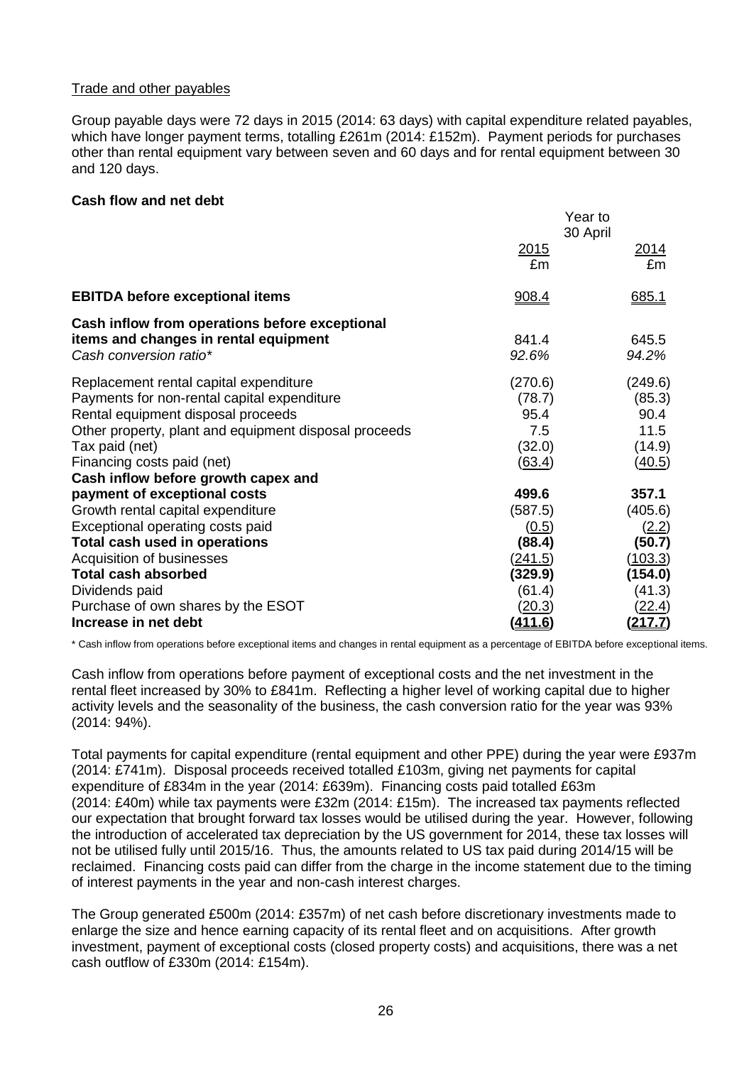Trade and other payables

Group payable days were 72 days in 2015 (2014: 63 days) with capital expenditure related payables, which have longer payment terms, totalling £261m (2014: £152m). Payment periods for purchases other than rental equipment vary between seven and 60 days and for rental equipment between 30 and 120 days.

**Cash flow and net debt**

| | Year to 30 April 2015 £m | 2014 £m |
|---|---|---|
| **EBITDA before exceptional items** | 908.4 | 685.1 |
| **Cash inflow from operations before exceptional items and changes in rental equipment** | 841.4 | 645.5 |
| *Cash conversion ratio** | *92.6%* | *94.2%* |
| Replacement rental capital expenditure | (270.6) | (249.6) |
| Payments for non-rental capital expenditure | (78.7) | (85.3) |
| Rental equipment disposal proceeds | 95.4 | 90.4 |
| Other property, plant and equipment disposal proceeds | 7.5 | 11.5 |
| Tax paid (net) | (32.0) | (14.9) |
| Financing costs paid (net) | (63.4) | (40.5) |
| **Cash inflow before growth capex and payment of exceptional costs** | **499.6** | **357.1** |
| Growth rental capital expenditure | (587.5) | (405.6) |
| Exceptional operating costs paid | (0.5) | (2.2) |
| **Total cash used in operations** | **(88.4)** | **(50.7)** |
| Acquisition of businesses | (241.5) | (103.3) |
| **Total cash absorbed** | **(329.9)** | **(154.0)** |
| Dividends paid | (61.4) | (41.3) |
| Purchase of own shares by the ESOT | (20.3) | (22.4) |
| **Increase in net debt** | **(411.6)** | **(217.7)** |

* Cash inflow from operations before exceptional items and changes in rental equipment as a percentage of EBITDA before exceptional items.

Cash inflow from operations before payment of exceptional costs and the net investment in the rental fleet increased by 30% to £841m. Reflecting a higher level of working capital due to higher activity levels and the seasonality of the business, the cash conversion ratio for the year was 93% (2014: 94%).

Total payments for capital expenditure (rental equipment and other PPE) during the year were £937m (2014: £741m). Disposal proceeds received totalled £103m, giving net payments for capital expenditure of £834m in the year (2014: £639m). Financing costs paid totalled £63m (2014: £40m) while tax payments were £32m (2014: £15m). The increased tax payments reflected our expectation that brought forward tax losses would be utilised during the year. However, following the introduction of accelerated tax depreciation by the US government for 2014, these tax losses will not be utilised fully until 2015/16. Thus, the amounts related to US tax paid during 2014/15 will be reclaimed. Financing costs paid can differ from the charge in the income statement due to the timing of interest payments in the year and non-cash interest charges.

The Group generated £500m (2014: £357m) of net cash before discretionary investments made to enlarge the size and hence earning capacity of its rental fleet and on acquisitions. After growth investment, payment of exceptional costs (closed property costs) and acquisitions, there was a net cash outflow of £330m (2014: £154m).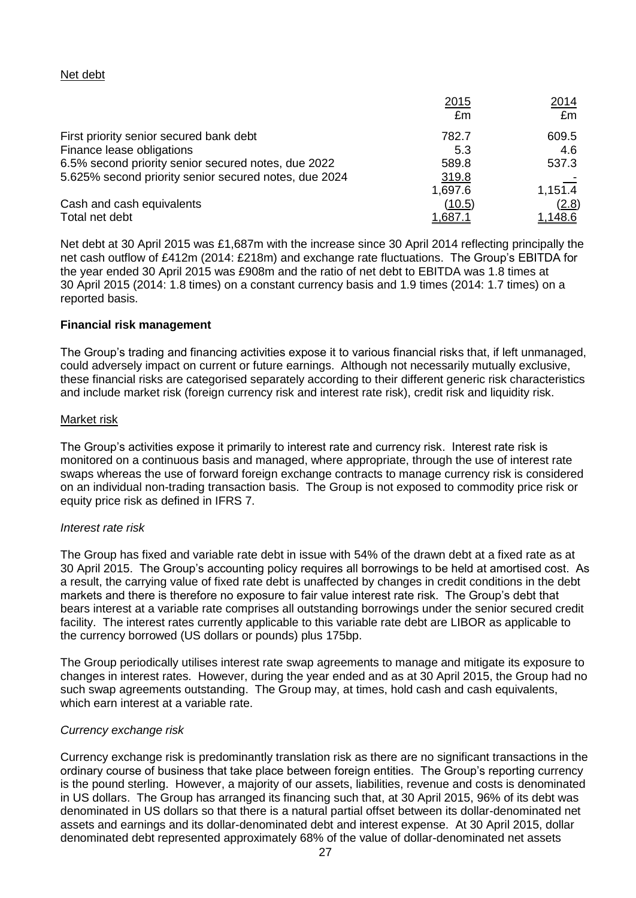Net debt

| | 2015 £m | 2014 £m |
|---|---|---|
| First priority senior secured bank debt | 782.7 | 609.5 |
| Finance lease obligations | 5.3 | 4.6 |
| 6.5% second priority senior secured notes, due 2022 | 589.8 | 537.3 |
| 5.625% second priority senior secured notes, due 2024 | 319.8 | - |
| | 1,697.6 | 1,151.4 |
| Cash and cash equivalents | (10.5) | (2.8) |
| Total net debt | 1,687.1 | 1,148.6 |

Net debt at 30 April 2015 was £1,687m with the increase since 30 April 2014 reflecting principally the net cash outflow of £412m (2014: £218m) and exchange rate fluctuations. The Group's EBITDA for the year ended 30 April 2015 was £908m and the ratio of net debt to EBITDA was 1.8 times at 30 April 2015 (2014: 1.8 times) on a constant currency basis and 1.9 times (2014: 1.7 times) on a reported basis.

**Financial risk management**

The Group's trading and financing activities expose it to various financial risks that, if left unmanaged, could adversely impact on current or future earnings. Although not necessarily mutually exclusive, these financial risks are categorised separately according to their different generic risk characteristics and include market risk (foreign currency risk and interest rate risk), credit risk and liquidity risk.

Market risk

The Group's activities expose it primarily to interest rate and currency risk. Interest rate risk is monitored on a continuous basis and managed, where appropriate, through the use of interest rate swaps whereas the use of forward foreign exchange contracts to manage currency risk is considered on an individual non-trading transaction basis. The Group is not exposed to commodity price risk or equity price risk as defined in IFRS 7.

*Interest rate risk*

The Group has fixed and variable rate debt in issue with 54% of the drawn debt at a fixed rate as at 30 April 2015. The Group's accounting policy requires all borrowings to be held at amortised cost. As a result, the carrying value of fixed rate debt is unaffected by changes in credit conditions in the debt markets and there is therefore no exposure to fair value interest rate risk. The Group's debt that bears interest at a variable rate comprises all outstanding borrowings under the senior secured credit facility. The interest rates currently applicable to this variable rate debt are LIBOR as applicable to the currency borrowed (US dollars or pounds) plus 175bp.

The Group periodically utilises interest rate swap agreements to manage and mitigate its exposure to changes in interest rates. However, during the year ended and as at 30 April 2015, the Group had no such swap agreements outstanding. The Group may, at times, hold cash and cash equivalents, which earn interest at a variable rate.

*Currency exchange risk*

Currency exchange risk is predominantly translation risk as there are no significant transactions in the ordinary course of business that take place between foreign entities. The Group's reporting currency is the pound sterling. However, a majority of our assets, liabilities, revenue and costs is denominated in US dollars. The Group has arranged its financing such that, at 30 April 2015, 96% of its debt was denominated in US dollars so that there is a natural partial offset between its dollar-denominated net assets and earnings and its dollar-denominated debt and interest expense. At 30 April 2015, dollar denominated debt represented approximately 68% of the value of dollar-denominated net assets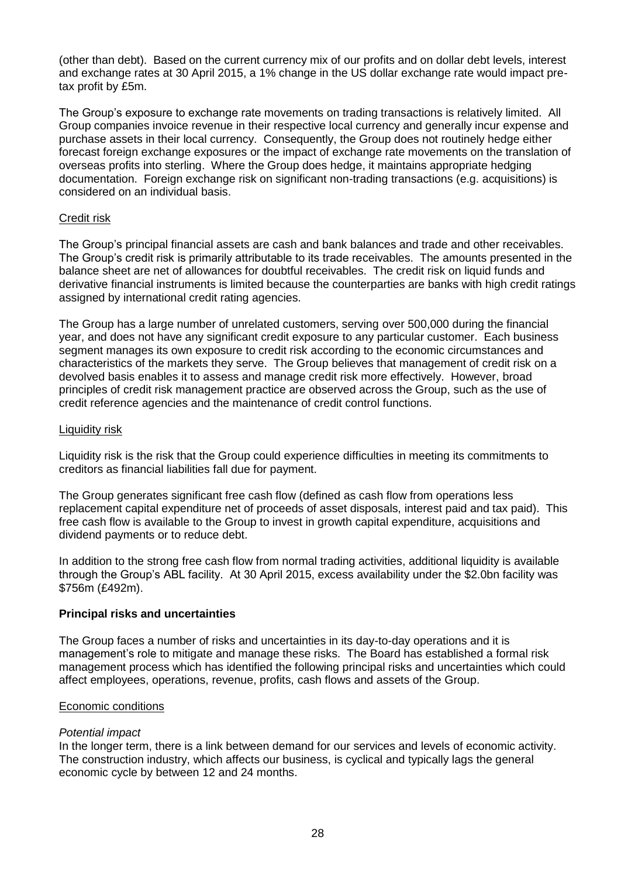(other than debt). Based on the current currency mix of our profits and on dollar debt levels, interest and exchange rates at 30 April 2015, a 1% change in the US dollar exchange rate would impact pre-tax profit by £5m.

The Group's exposure to exchange rate movements on trading transactions is relatively limited. All Group companies invoice revenue in their respective local currency and generally incur expense and purchase assets in their local currency. Consequently, the Group does not routinely hedge either forecast foreign exchange exposures or the impact of exchange rate movements on the translation of overseas profits into sterling. Where the Group does hedge, it maintains appropriate hedging documentation. Foreign exchange risk on significant non-trading transactions (e.g. acquisitions) is considered on an individual basis.

### Credit risk

The Group's principal financial assets are cash and bank balances and trade and other receivables. The Group's credit risk is primarily attributable to its trade receivables. The amounts presented in the balance sheet are net of allowances for doubtful receivables. The credit risk on liquid funds and derivative financial instruments is limited because the counterparties are banks with high credit ratings assigned by international credit rating agencies.

The Group has a large number of unrelated customers, serving over 500,000 during the financial year, and does not have any significant credit exposure to any particular customer. Each business segment manages its own exposure to credit risk according to the economic circumstances and characteristics of the markets they serve. The Group believes that management of credit risk on a devolved basis enables it to assess and manage credit risk more effectively. However, broad principles of credit risk management practice are observed across the Group, such as the use of credit reference agencies and the maintenance of credit control functions.

### Liquidity risk

Liquidity risk is the risk that the Group could experience difficulties in meeting its commitments to creditors as financial liabilities fall due for payment.

The Group generates significant free cash flow (defined as cash flow from operations less replacement capital expenditure net of proceeds of asset disposals, interest paid and tax paid). This free cash flow is available to the Group to invest in growth capital expenditure, acquisitions and dividend payments or to reduce debt.

In addition to the strong free cash flow from normal trading activities, additional liquidity is available through the Group's ABL facility. At 30 April 2015, excess availability under the $2.0bn facility was $756m (£492m).

## Principal risks and uncertainties

The Group faces a number of risks and uncertainties in its day-to-day operations and it is management's role to mitigate and manage these risks. The Board has established a formal risk management process which has identified the following principal risks and uncertainties which could affect employees, operations, revenue, profits, cash flows and assets of the Group.

### Economic conditions

*Potential impact*

In the longer term, there is a link between demand for our services and levels of economic activity. The construction industry, which affects our business, is cyclical and typically lags the general economic cycle by between 12 and 24 months.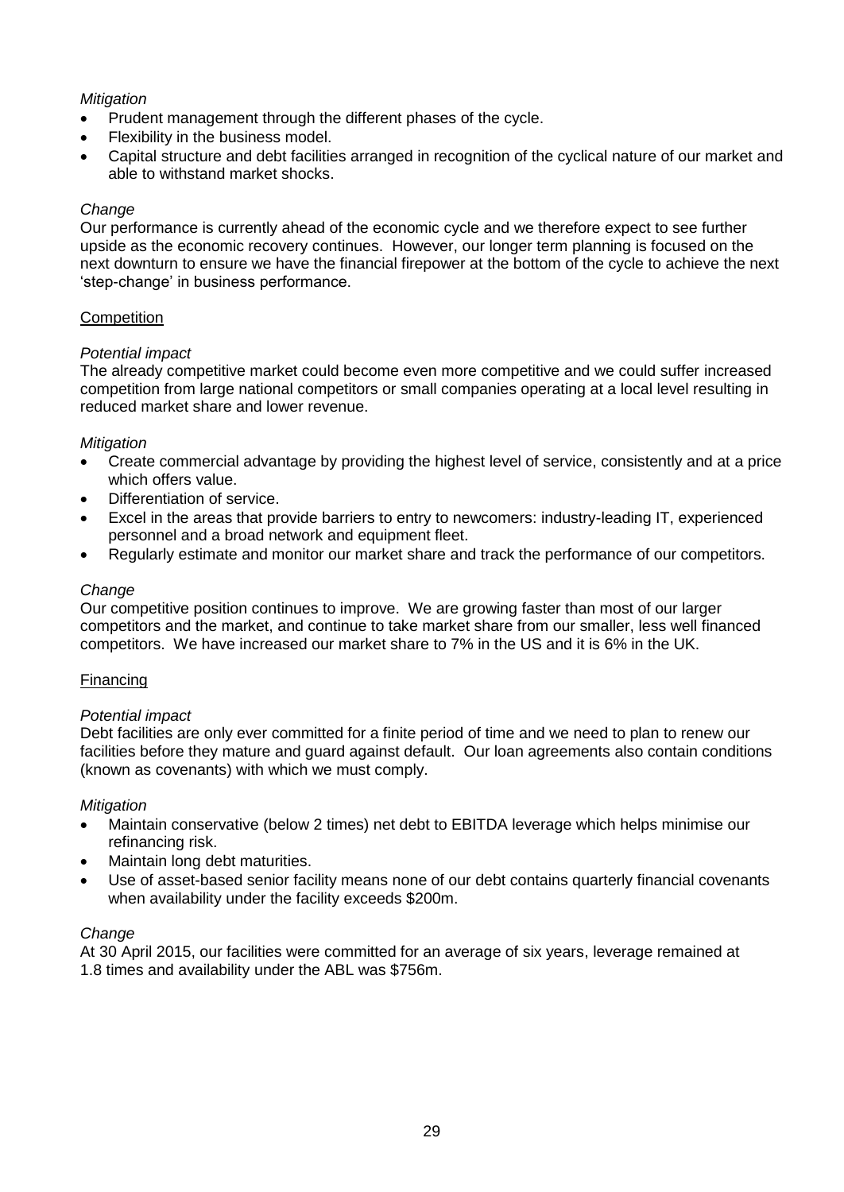*Mitigation*

- Prudent management through the different phases of the cycle.
- Flexibility in the business model.
- Capital structure and debt facilities arranged in recognition of the cyclical nature of our market and able to withstand market shocks.

*Change*

Our performance is currently ahead of the economic cycle and we therefore expect to see further upside as the economic recovery continues. However, our longer term planning is focused on the next downturn to ensure we have the financial firepower at the bottom of the cycle to achieve the next 'step-change' in business performance.

<u>Competition</u>

*Potential impact*

The already competitive market could become even more competitive and we could suffer increased competition from large national competitors or small companies operating at a local level resulting in reduced market share and lower revenue.

*Mitigation*

- Create commercial advantage by providing the highest level of service, consistently and at a price which offers value.
- Differentiation of service.
- Excel in the areas that provide barriers to entry to newcomers: industry-leading IT, experienced personnel and a broad network and equipment fleet.
- Regularly estimate and monitor our market share and track the performance of our competitors.

*Change*

Our competitive position continues to improve. We are growing faster than most of our larger competitors and the market, and continue to take market share from our smaller, less well financed competitors. We have increased our market share to 7% in the US and it is 6% in the UK.

<u>Financing</u>

*Potential impact*

Debt facilities are only ever committed for a finite period of time and we need to plan to renew our facilities before they mature and guard against default. Our loan agreements also contain conditions (known as covenants) with which we must comply.

*Mitigation*

- Maintain conservative (below 2 times) net debt to EBITDA leverage which helps minimise our refinancing risk.
- Maintain long debt maturities.
- Use of asset-based senior facility means none of our debt contains quarterly financial covenants when availability under the facility exceeds $200m.

*Change*

At 30 April 2015, our facilities were committed for an average of six years, leverage remained at 1.8 times and availability under the ABL was $756m.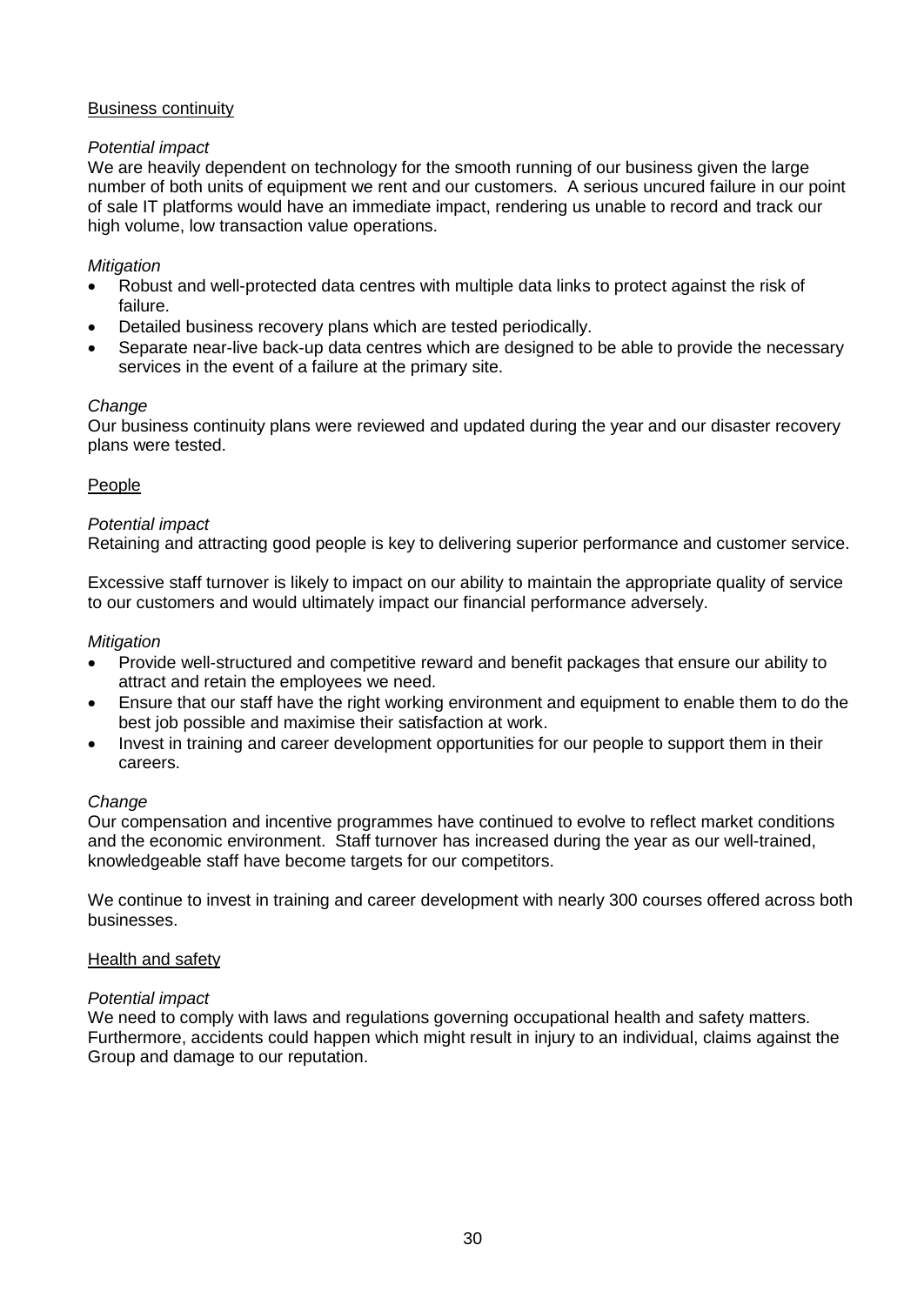### Business continuity

*Potential impact*

We are heavily dependent on technology for the smooth running of our business given the large number of both units of equipment we rent and our customers. A serious uncured failure in our point of sale IT platforms would have an immediate impact, rendering us unable to record and track our high volume, low transaction value operations.

*Mitigation*

- Robust and well-protected data centres with multiple data links to protect against the risk of failure.
- Detailed business recovery plans which are tested periodically.
- Separate near-live back-up data centres which are designed to be able to provide the necessary services in the event of a failure at the primary site.

*Change*

Our business continuity plans were reviewed and updated during the year and our disaster recovery plans were tested.

### People

*Potential impact*

Retaining and attracting good people is key to delivering superior performance and customer service.

Excessive staff turnover is likely to impact on our ability to maintain the appropriate quality of service to our customers and would ultimately impact our financial performance adversely.

*Mitigation*

- Provide well-structured and competitive reward and benefit packages that ensure our ability to attract and retain the employees we need.
- Ensure that our staff have the right working environment and equipment to enable them to do the best job possible and maximise their satisfaction at work.
- Invest in training and career development opportunities for our people to support them in their careers.

*Change*

Our compensation and incentive programmes have continued to evolve to reflect market conditions and the economic environment. Staff turnover has increased during the year as our well-trained, knowledgeable staff have become targets for our competitors.

We continue to invest in training and career development with nearly 300 courses offered across both businesses.

### Health and safety

*Potential impact*

We need to comply with laws and regulations governing occupational health and safety matters. Furthermore, accidents could happen which might result in injury to an individual, claims against the Group and damage to our reputation.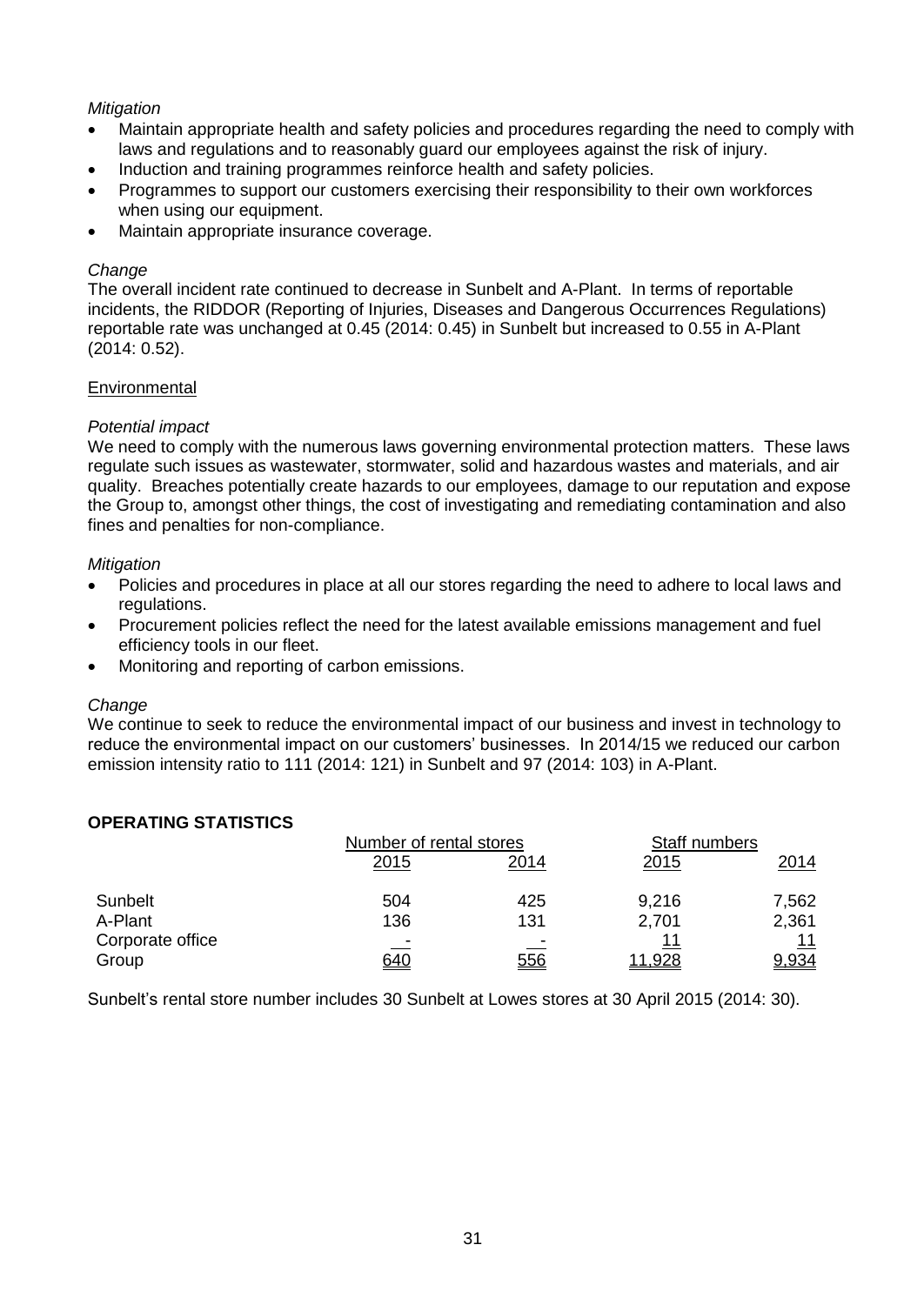*Mitigation*

- Maintain appropriate health and safety policies and procedures regarding the need to comply with laws and regulations and to reasonably guard our employees against the risk of injury.
- Induction and training programmes reinforce health and safety policies.
- Programmes to support our customers exercising their responsibility to their own workforces when using our equipment.
- Maintain appropriate insurance coverage.

*Change*

The overall incident rate continued to decrease in Sunbelt and A-Plant. In terms of reportable incidents, the RIDDOR (Reporting of Injuries, Diseases and Dangerous Occurrences Regulations) reportable rate was unchanged at 0.45 (2014: 0.45) in Sunbelt but increased to 0.55 in A-Plant (2014: 0.52).

Environmental

*Potential impact*

We need to comply with the numerous laws governing environmental protection matters. These laws regulate such issues as wastewater, stormwater, solid and hazardous wastes and materials, and air quality. Breaches potentially create hazards to our employees, damage to our reputation and expose the Group to, amongst other things, the cost of investigating and remediating contamination and also fines and penalties for non-compliance.

*Mitigation*

- Policies and procedures in place at all our stores regarding the need to adhere to local laws and regulations.
- Procurement policies reflect the need for the latest available emissions management and fuel efficiency tools in our fleet.
- Monitoring and reporting of carbon emissions.

*Change*

We continue to seek to reduce the environmental impact of our business and invest in technology to reduce the environmental impact on our customers' businesses. In 2014/15 we reduced our carbon emission intensity ratio to 111 (2014: 121) in Sunbelt and 97 (2014: 103) in A-Plant.

**OPERATING STATISTICS**

| | Number of rental stores | | Staff numbers | |
|---|---|---|---|---|
| | 2015 | 2014 | 2015 | 2014 |
| Sunbelt | 504 | 425 | 9,216 | 7,562 |
| A-Plant | 136 | 131 | 2,701 | 2,361 |
| Corporate office | - | - | 11 | 11 |
| Group | 640 | 556 | 11,928 | 9,934 |

Sunbelt's rental store number includes 30 Sunbelt at Lowes stores at 30 April 2015 (2014: 30).